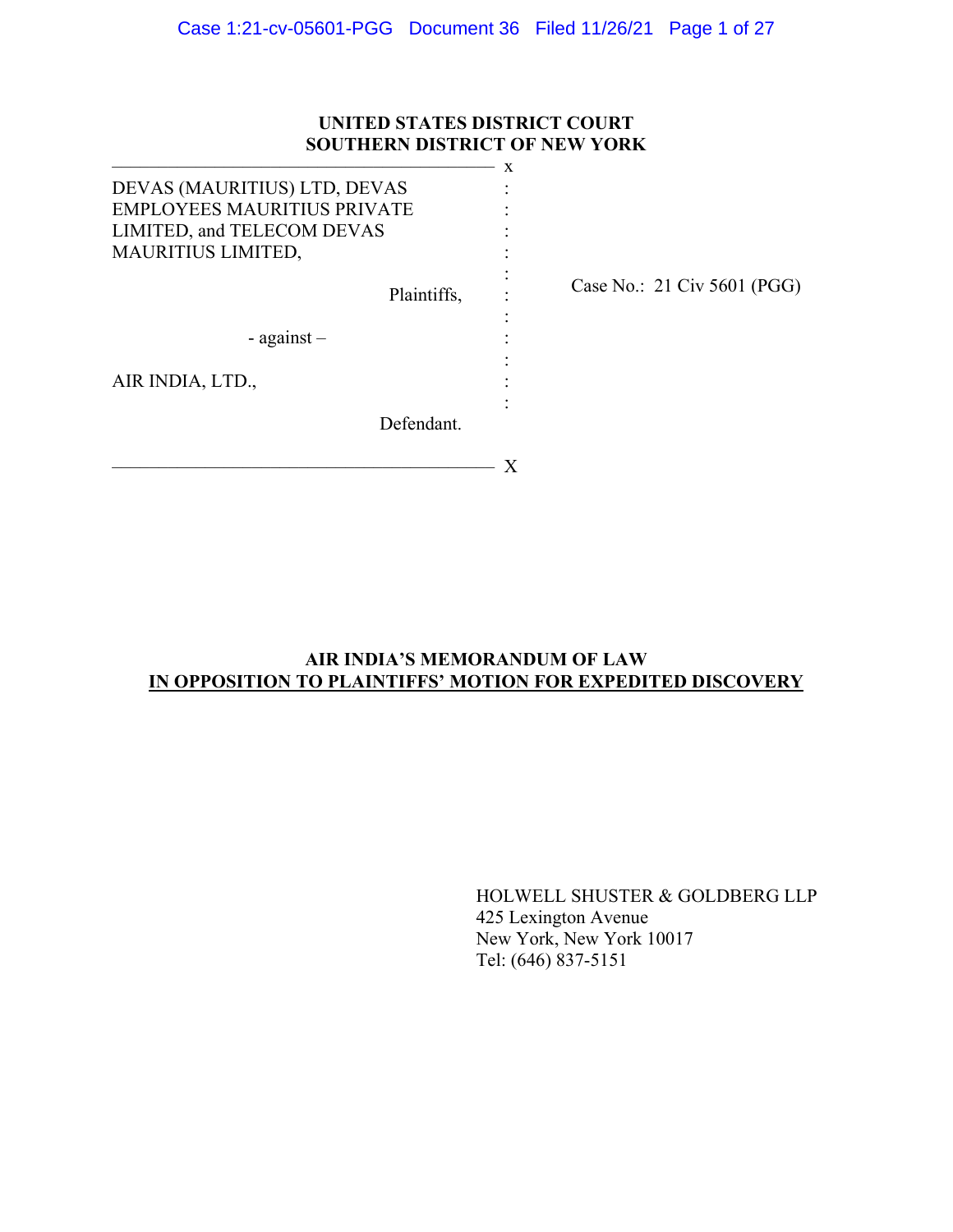**UNITED STATES DISTRICT COURT**
**SOUTHERN DISTRICT OF NEW YORK**

| | | |
|---|---|---|
| DEVAS (MAURITIUS) LTD, DEVAS EMPLOYEES MAURITIUS PRIVATE LIMITED, and TELECOM DEVAS MAURITIUS LIMITED, | : | |
| Plaintiffs, | : | Case No.: 21 Civ 5601 (PGG) |
| - against – | : | |
| AIR INDIA, LTD., | : | |
| Defendant. | : | |

**AIR INDIA'S MEMORANDUM OF LAW**
**IN OPPOSITION TO PLAINTIFFS' MOTION FOR EXPEDITED DISCOVERY**

HOLWELL SHUSTER & GOLDBERG LLP
425 Lexington Avenue
New York, New York 10017
Tel: (646) 837-5151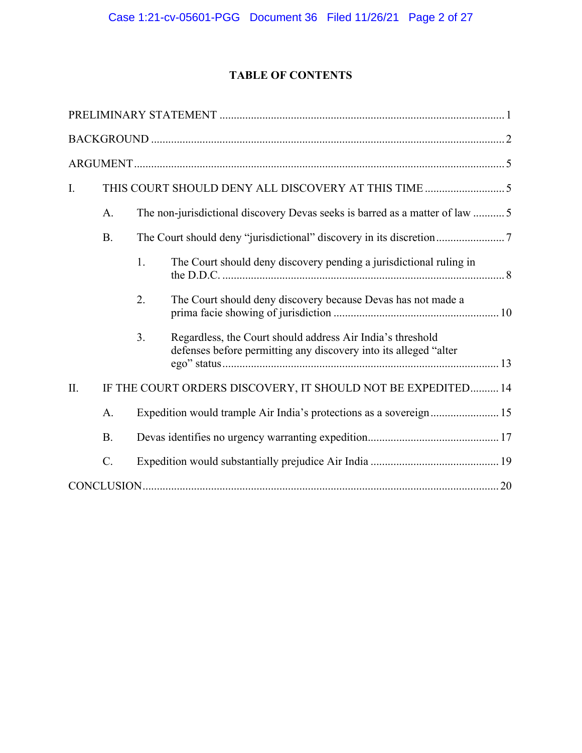## TABLE OF CONTENTS

PRELIMINARY STATEMENT .................................................................................................... 1

BACKGROUND .......................................................................................................................... 2

ARGUMENT ................................................................................................................................. 5

I. THIS COURT SHOULD DENY ALL DISCOVERY AT THIS TIME ............................ 5

  A. The non-jurisdictional discovery Devas seeks is barred as a matter of law ........... 5

  B. The Court should deny "jurisdictional" discovery in its discretion ........................ 7

    1. The Court should deny discovery pending a jurisdictional ruling in the D.D.C. .................................................................................................. 8

    2. The Court should deny discovery because Devas has not made a prima facie showing of jurisdiction .......................................................... 10

    3. Regardless, the Court should address Air India's threshold defenses before permitting any discovery into its alleged "alter ego" status ................................................................................................ 13

II. IF THE COURT ORDERS DISCOVERY, IT SHOULD NOT BE EXPEDITED .......... 14

  A. Expedition would trample Air India's protections as a sovereign ........................ 15

  B. Devas identifies no urgency warranting expedition .............................................. 17

  C. Expedition would substantially prejudice Air India ............................................. 19

CONCLUSION ........................................................................................................................... 20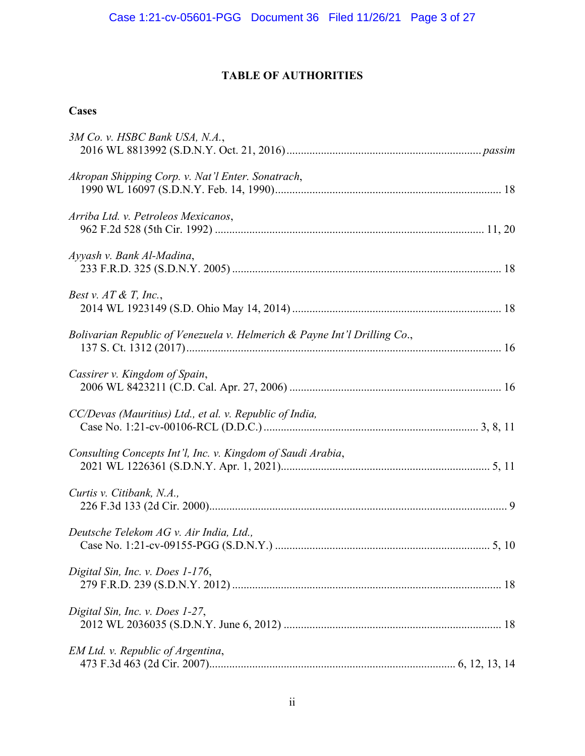# TABLE OF AUTHORITIES

## Cases

*3M Co. v. HSBC Bank USA, N.A.*,
2016 WL 8813992 (S.D.N.Y. Oct. 21, 2016) ........................................................ *passim*

*Akropan Shipping Corp. v. Nat'l Enter. Sonatrach*,
1990 WL 16097 (S.D.N.Y. Feb. 14, 1990) ........................................................ 18

*Arriba Ltd. v. Petroleos Mexicanos*,
962 F.2d 528 (5th Cir. 1992) ........................................................ 11, 20

*Ayyash v. Bank Al-Madina*,
233 F.R.D. 325 (S.D.N.Y. 2005) ........................................................ 18

*Best v. AT & T, Inc.*,
2014 WL 1923149 (S.D. Ohio May 14, 2014) ........................................................ 18

*Bolivarian Republic of Venezuela v. Helmerich & Payne Int'l Drilling Co.*,
137 S. Ct. 1312 (2017) ........................................................ 16

*Cassirer v. Kingdom of Spain*,
2006 WL 8423211 (C.D. Cal. Apr. 27, 2006) ........................................................ 16

*CC/Devas (Mauritius) Ltd., et al. v. Republic of India,*
Case No. 1:21-cv-00106-RCL (D.D.C.) ........................................................ 3, 8, 11

*Consulting Concepts Int'l, Inc. v. Kingdom of Saudi Arabia*,
2021 WL 1226361 (S.D.N.Y. Apr. 1, 2021) ........................................................ 5, 11

*Curtis v. Citibank, N.A.,*
226 F.3d 133 (2d Cir. 2000) ........................................................ 9

*Deutsche Telekom AG v. Air India, Ltd.,*
Case No. 1:21-cv-09155-PGG (S.D.N.Y.) ........................................................ 5, 10

*Digital Sin, Inc. v. Does 1-176*,
279 F.R.D. 239 (S.D.N.Y. 2012) ........................................................ 18

*Digital Sin, Inc. v. Does 1-27*,
2012 WL 2036035 (S.D.N.Y. June 6, 2012) ........................................................ 18

*EM Ltd. v. Republic of Argentina*,
473 F.3d 463 (2d Cir. 2007) ........................................................ 6, 12, 13, 14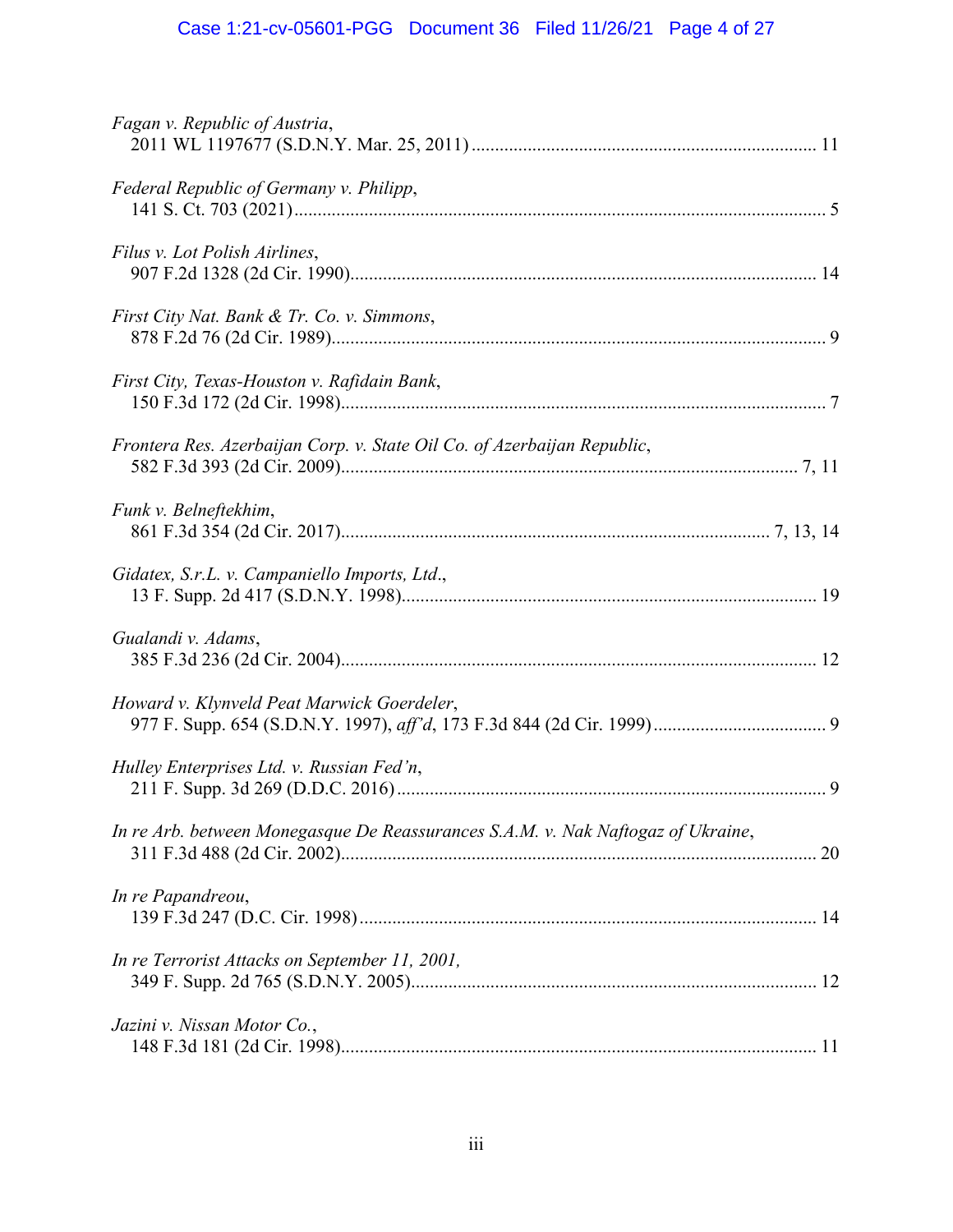*Fagan v. Republic of Austria*,
2011 WL 1197677 (S.D.N.Y. Mar. 25, 2011) .......................................................................... 11

*Federal Republic of Germany v. Philipp*,
141 S. Ct. 703 (2021) .................................................................................................................. 5

*Filus v. Lot Polish Airlines*,
907 F.2d 1328 (2d Cir. 1990) ................................................................................................... 14

*First City Nat. Bank & Tr. Co. v. Simmons*,
878 F.2d 76 (2d Cir. 1989) ......................................................................................................... 9

*First City, Texas-Houston v. Rafidain Bank*,
150 F.3d 172 (2d Cir. 1998) ....................................................................................................... 7

*Frontera Res. Azerbaijan Corp. v. State Oil Co. of Azerbaijan Republic*,
582 F.3d 393 (2d Cir. 2009) .................................................................................................. 7, 11

*Funk v. Belneftekhim*,
861 F.3d 354 (2d Cir. 2017) ........................................................................................... 7, 13, 14

*Gidatex, S.r.L. v. Campaniello Imports, Ltd.*,
13 F. Supp. 2d 417 (S.D.N.Y. 1998) ........................................................................................ 19

*Gualandi v. Adams*,
385 F.3d 236 (2d Cir. 2004) ..................................................................................................... 12

*Howard v. Klynveld Peat Marwick Goerdeler*,
977 F. Supp. 654 (S.D.N.Y. 1997), *aff'd*, 173 F.3d 844 (2d Cir. 1999) ..................................... 9

*Hulley Enterprises Ltd. v. Russian Fed'n*,
211 F. Supp. 3d 269 (D.D.C. 2016) ............................................................................................ 9

*In re Arb. between Monegasque De Reassurances S.A.M. v. Nak Naftogaz of Ukraine*,
311 F.3d 488 (2d Cir. 2002) ..................................................................................................... 20

*In re Papandreou*,
139 F.3d 247 (D.C. Cir. 1998) ................................................................................................. 14

*In re Terrorist Attacks on September 11, 2001,*
349 F. Supp. 2d 765 (S.D.N.Y. 2005) ...................................................................................... 12

*Jazini v. Nissan Motor Co.*,
148 F.3d 181 (2d Cir. 1998) ..................................................................................................... 11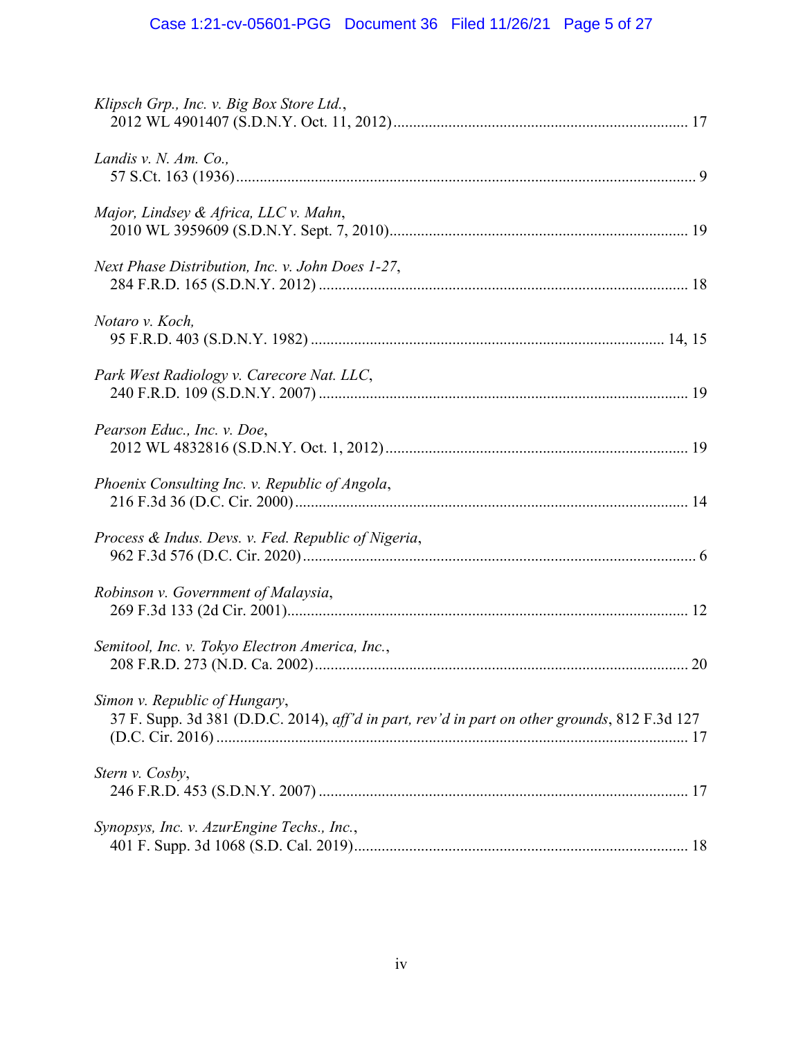*Klipsch Grp., Inc. v. Big Box Store Ltd.*,
2012 WL 4901407 (S.D.N.Y. Oct. 11, 2012) .......... 17

*Landis v. N. Am. Co.,*
57 S.Ct. 163 (1936) .......... 9

*Major, Lindsey & Africa, LLC v. Mahn*,
2010 WL 3959609 (S.D.N.Y. Sept. 7, 2010) .......... 19

*Next Phase Distribution, Inc. v. John Does 1-27*,
284 F.R.D. 165 (S.D.N.Y. 2012) .......... 18

*Notaro v. Koch,*
95 F.R.D. 403 (S.D.N.Y. 1982) .......... 14, 15

*Park West Radiology v. Carecore Nat. LLC*,
240 F.R.D. 109 (S.D.N.Y. 2007) .......... 19

*Pearson Educ., Inc. v. Doe*,
2012 WL 4832816 (S.D.N.Y. Oct. 1, 2012) .......... 19

*Phoenix Consulting Inc. v. Republic of Angola*,
216 F.3d 36 (D.C. Cir. 2000) .......... 14

*Process & Indus. Devs. v. Fed. Republic of Nigeria*,
962 F.3d 576 (D.C. Cir. 2020) .......... 6

*Robinson v. Government of Malaysia*,
269 F.3d 133 (2d Cir. 2001) .......... 12

*Semitool, Inc. v. Tokyo Electron America, Inc.*,
208 F.R.D. 273 (N.D. Ca. 2002) .......... 20

*Simon v. Republic of Hungary*,
37 F. Supp. 3d 381 (D.D.C. 2014), *aff'd in part, rev'd in part on other grounds*, 812 F.3d 127 (D.C. Cir. 2016) .......... 17

*Stern v. Cosby*,
246 F.R.D. 453 (S.D.N.Y. 2007) .......... 17

*Synopsys, Inc. v. AzurEngine Techs., Inc.*,
401 F. Supp. 3d 1068 (S.D. Cal. 2019) .......... 18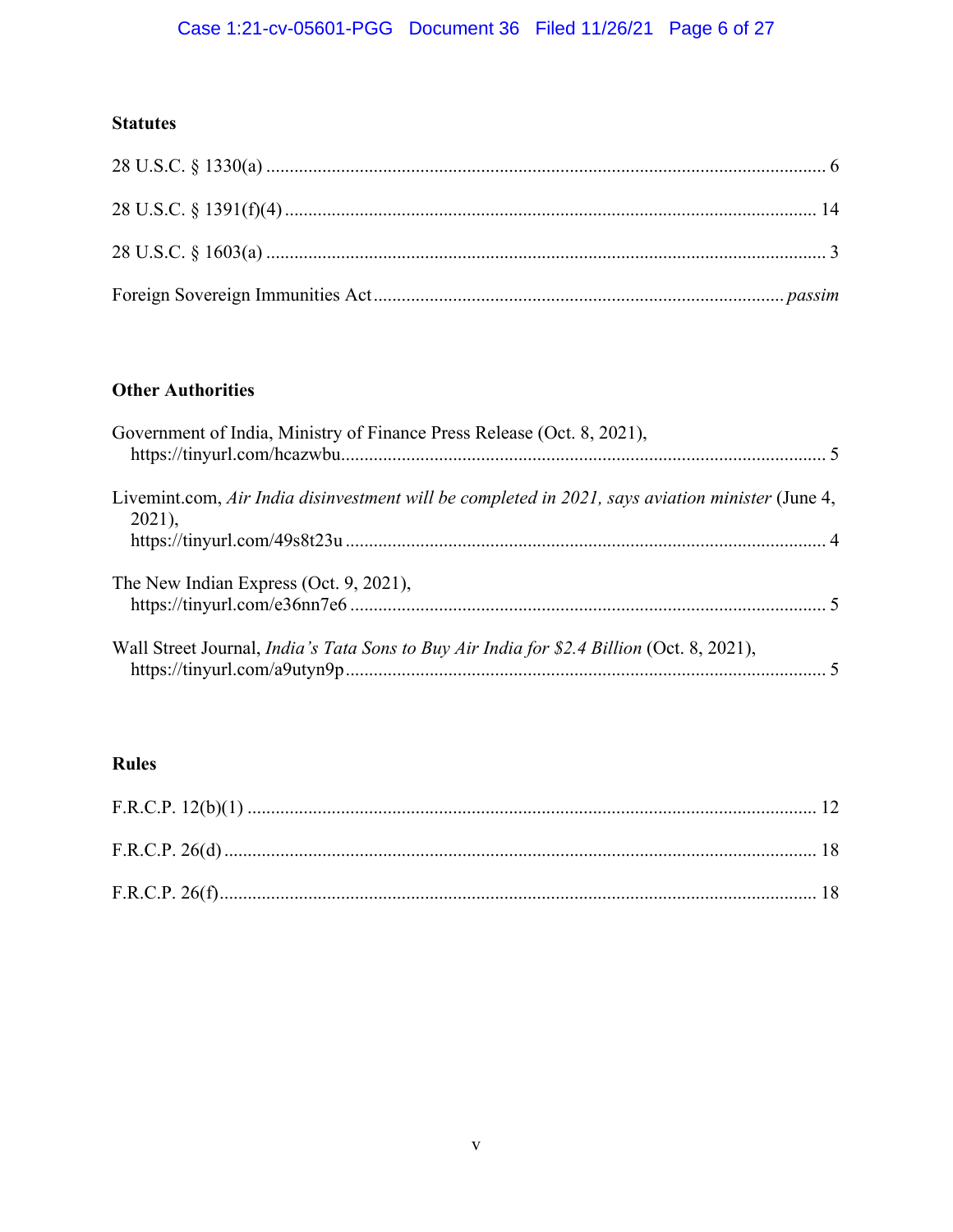**Statutes**

28 U.S.C. § 1330(a) ........................................................................................................................ 6

28 U.S.C. § 1391(f)(4) .................................................................................................................. 14

28 U.S.C. § 1603(a) ........................................................................................................................ 3

Foreign Sovereign Immunities Act ........................................................................................ *passim*

**Other Authorities**

Government of India, Ministry of Finance Press Release (Oct. 8, 2021), https://tinyurl.com/hcazwbu........................................................................................................ 5

Livemint.com, *Air India disinvestment will be completed in 2021, says aviation minister* (June 4, 2021), https://tinyurl.com/49s8t23u ....................................................................................................... 4

The New Indian Express (Oct. 9, 2021), https://tinyurl.com/e36nn7e6 ....................................................................................................... 5

Wall Street Journal, *India's Tata Sons to Buy Air India for $2.4 Billion* (Oct. 8, 2021), https://tinyurl.com/a9utyn9p....................................................................................................... 5

**Rules**

F.R.C.P. 12(b)(1) .......................................................................................................................... 12

F.R.C.P. 26(d) .............................................................................................................................. 18

F.R.C.P. 26(f)................................................................................................................................ 18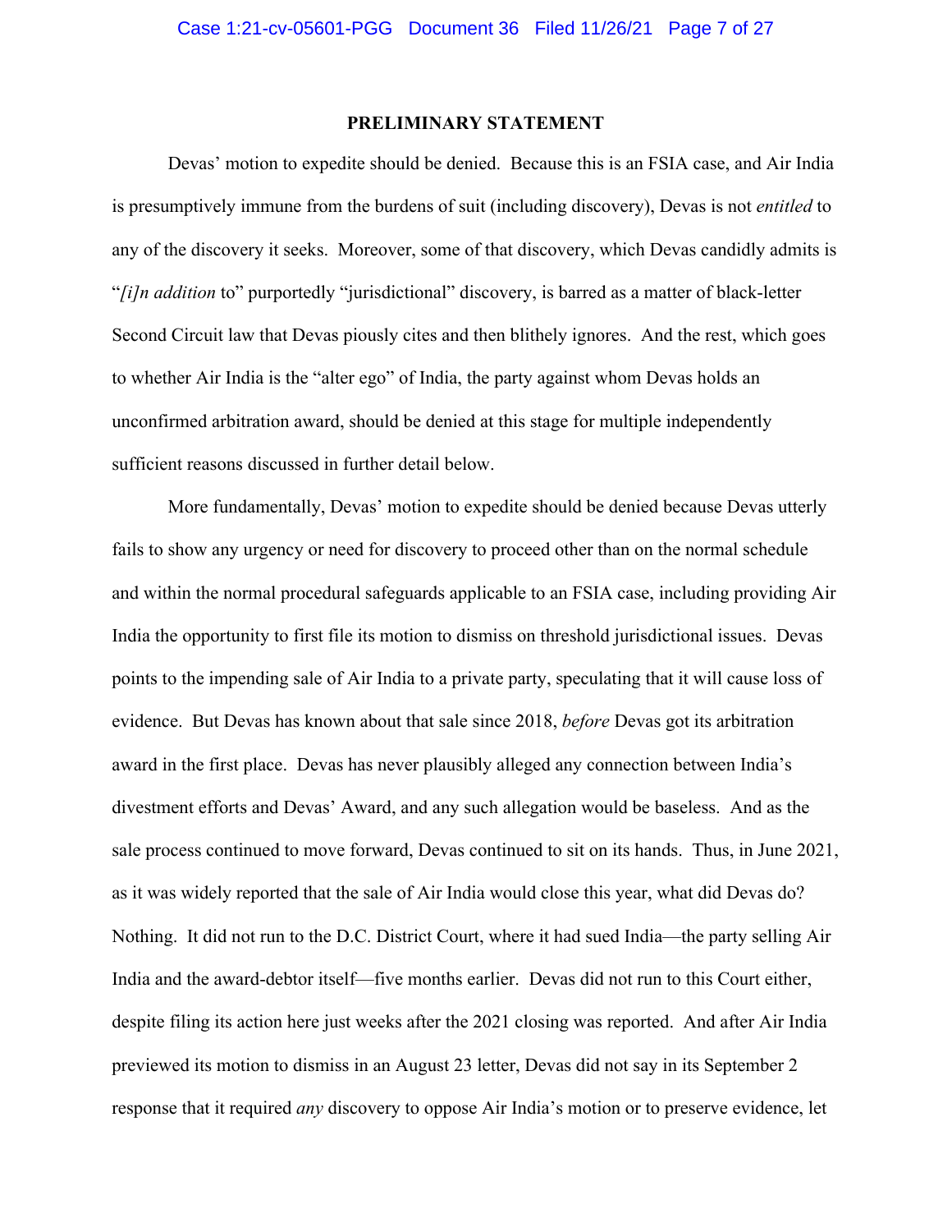## PRELIMINARY STATEMENT

Devas' motion to expedite should be denied. Because this is an FSIA case, and Air India is presumptively immune from the burdens of suit (including discovery), Devas is not *entitled* to any of the discovery it seeks. Moreover, some of that discovery, which Devas candidly admits is "*[i]n addition* to" purportedly "jurisdictional" discovery, is barred as a matter of black-letter Second Circuit law that Devas piously cites and then blithely ignores. And the rest, which goes to whether Air India is the "alter ego" of India, the party against whom Devas holds an unconfirmed arbitration award, should be denied at this stage for multiple independently sufficient reasons discussed in further detail below.

More fundamentally, Devas' motion to expedite should be denied because Devas utterly fails to show any urgency or need for discovery to proceed other than on the normal schedule and within the normal procedural safeguards applicable to an FSIA case, including providing Air India the opportunity to first file its motion to dismiss on threshold jurisdictional issues. Devas points to the impending sale of Air India to a private party, speculating that it will cause loss of evidence. But Devas has known about that sale since 2018, *before* Devas got its arbitration award in the first place. Devas has never plausibly alleged any connection between India's divestment efforts and Devas' Award, and any such allegation would be baseless. And as the sale process continued to move forward, Devas continued to sit on its hands. Thus, in June 2021, as it was widely reported that the sale of Air India would close this year, what did Devas do? Nothing. It did not run to the D.C. District Court, where it had sued India—the party selling Air India and the award-debtor itself—five months earlier. Devas did not run to this Court either, despite filing its action here just weeks after the 2021 closing was reported. And after Air India previewed its motion to dismiss in an August 23 letter, Devas did not say in its September 2 response that it required *any* discovery to oppose Air India's motion or to preserve evidence, let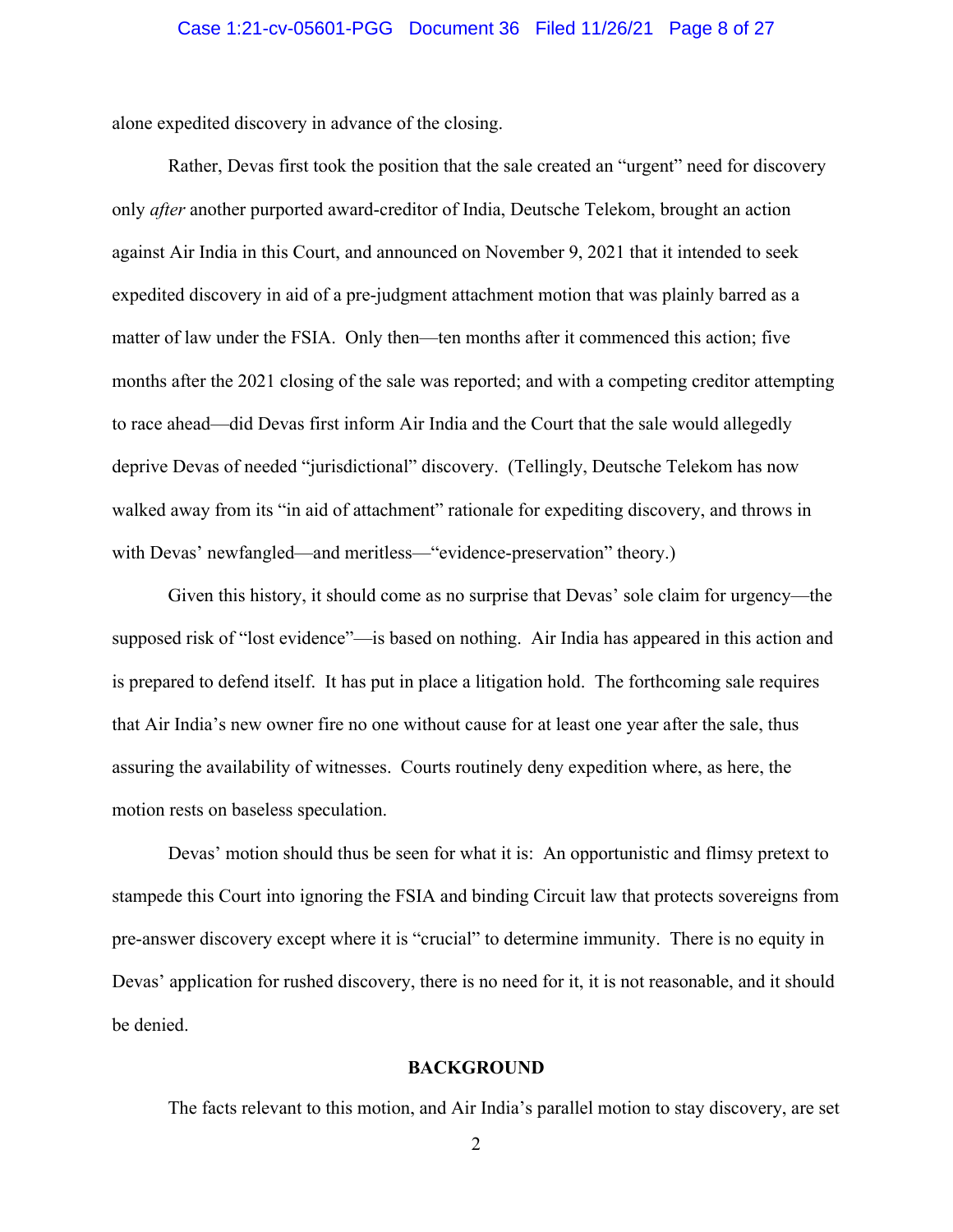alone expedited discovery in advance of the closing.

Rather, Devas first took the position that the sale created an "urgent" need for discovery only *after* another purported award-creditor of India, Deutsche Telekom, brought an action against Air India in this Court, and announced on November 9, 2021 that it intended to seek expedited discovery in aid of a pre-judgment attachment motion that was plainly barred as a matter of law under the FSIA. Only then—ten months after it commenced this action; five months after the 2021 closing of the sale was reported; and with a competing creditor attempting to race ahead—did Devas first inform Air India and the Court that the sale would allegedly deprive Devas of needed "jurisdictional" discovery. (Tellingly, Deutsche Telekom has now walked away from its "in aid of attachment" rationale for expediting discovery, and throws in with Devas' newfangled—and meritless—"evidence-preservation" theory.)

Given this history, it should come as no surprise that Devas' sole claim for urgency—the supposed risk of "lost evidence"—is based on nothing. Air India has appeared in this action and is prepared to defend itself. It has put in place a litigation hold. The forthcoming sale requires that Air India's new owner fire no one without cause for at least one year after the sale, thus assuring the availability of witnesses. Courts routinely deny expedition where, as here, the motion rests on baseless speculation.

Devas' motion should thus be seen for what it is: An opportunistic and flimsy pretext to stampede this Court into ignoring the FSIA and binding Circuit law that protects sovereigns from pre-answer discovery except where it is "crucial" to determine immunity. There is no equity in Devas' application for rushed discovery, there is no need for it, it is not reasonable, and it should be denied.

## BACKGROUND

The facts relevant to this motion, and Air India's parallel motion to stay discovery, are set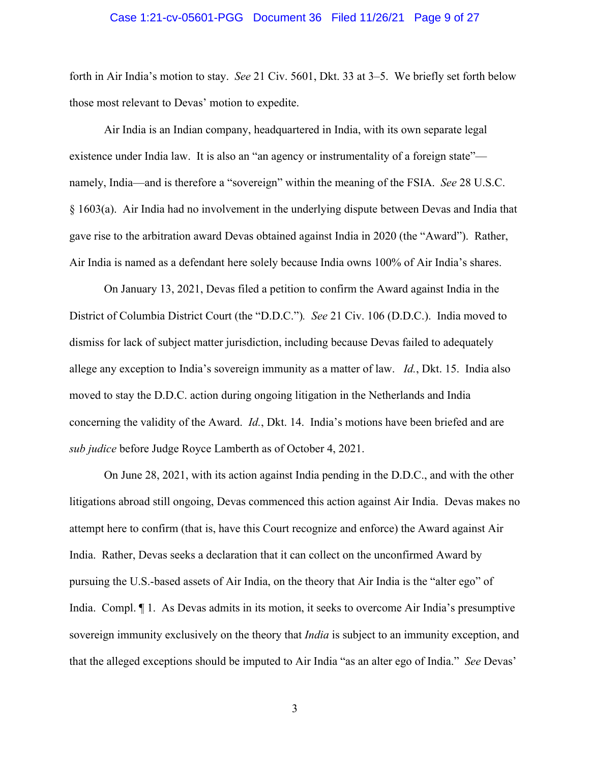forth in Air India's motion to stay. *See* 21 Civ. 5601, Dkt. 33 at 3–5. We briefly set forth below those most relevant to Devas' motion to expedite.

Air India is an Indian company, headquartered in India, with its own separate legal existence under India law. It is also an "an agency or instrumentality of a foreign state"—namely, India—and is therefore a "sovereign" within the meaning of the FSIA. *See* 28 U.S.C. § 1603(a). Air India had no involvement in the underlying dispute between Devas and India that gave rise to the arbitration award Devas obtained against India in 2020 (the "Award"). Rather, Air India is named as a defendant here solely because India owns 100% of Air India's shares.

On January 13, 2021, Devas filed a petition to confirm the Award against India in the District of Columbia District Court (the "D.D.C."). *See* 21 Civ. 106 (D.D.C.). India moved to dismiss for lack of subject matter jurisdiction, including because Devas failed to adequately allege any exception to India's sovereign immunity as a matter of law. *Id.*, Dkt. 15. India also moved to stay the D.D.C. action during ongoing litigation in the Netherlands and India concerning the validity of the Award. *Id.*, Dkt. 14. India's motions have been briefed and are *sub judice* before Judge Royce Lamberth as of October 4, 2021.

On June 28, 2021, with its action against India pending in the D.D.C., and with the other litigations abroad still ongoing, Devas commenced this action against Air India. Devas makes no attempt here to confirm (that is, have this Court recognize and enforce) the Award against Air India. Rather, Devas seeks a declaration that it can collect on the unconfirmed Award by pursuing the U.S.-based assets of Air India, on the theory that Air India is the "alter ego" of India. Compl. ¶ 1. As Devas admits in its motion, it seeks to overcome Air India's presumptive sovereign immunity exclusively on the theory that *India* is subject to an immunity exception, and that the alleged exceptions should be imputed to Air India "as an alter ego of India." *See* Devas'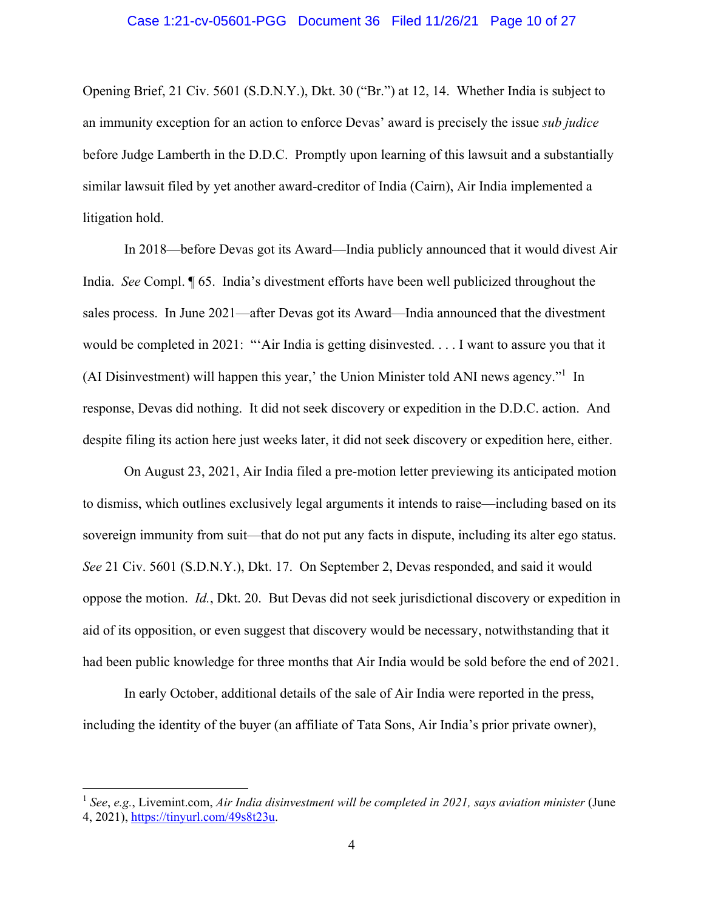Opening Brief, 21 Civ. 5601 (S.D.N.Y.), Dkt. 30 ("Br.") at 12, 14. Whether India is subject to an immunity exception for an action to enforce Devas' award is precisely the issue *sub judice* before Judge Lamberth in the D.D.C. Promptly upon learning of this lawsuit and a substantially similar lawsuit filed by yet another award-creditor of India (Cairn), Air India implemented a litigation hold.

In 2018—before Devas got its Award—India publicly announced that it would divest Air India. *See* Compl. ¶ 65. India's divestment efforts have been well publicized throughout the sales process. In June 2021—after Devas got its Award—India announced that the divestment would be completed in 2021: "'Air India is getting disinvested. . . . I want to assure you that it (AI Disinvestment) will happen this year,' the Union Minister told ANI news agency."[1] In response, Devas did nothing. It did not seek discovery or expedition in the D.D.C. action. And despite filing its action here just weeks later, it did not seek discovery or expedition here, either.

On August 23, 2021, Air India filed a pre-motion letter previewing its anticipated motion to dismiss, which outlines exclusively legal arguments it intends to raise—including based on its sovereign immunity from suit—that do not put any facts in dispute, including its alter ego status. *See* 21 Civ. 5601 (S.D.N.Y.), Dkt. 17. On September 2, Devas responded, and said it would oppose the motion. *Id.*, Dkt. 20. But Devas did not seek jurisdictional discovery or expedition in aid of its opposition, or even suggest that discovery would be necessary, notwithstanding that it had been public knowledge for three months that Air India would be sold before the end of 2021.

In early October, additional details of the sale of Air India were reported in the press, including the identity of the buyer (an affiliate of Tata Sons, Air India's prior private owner),

---

[1] *See*, *e.g.*, Livemint.com, *Air India disinvestment will be completed in 2021, says aviation minister* (June 4, 2021), https://tinyurl.com/49s8t23u.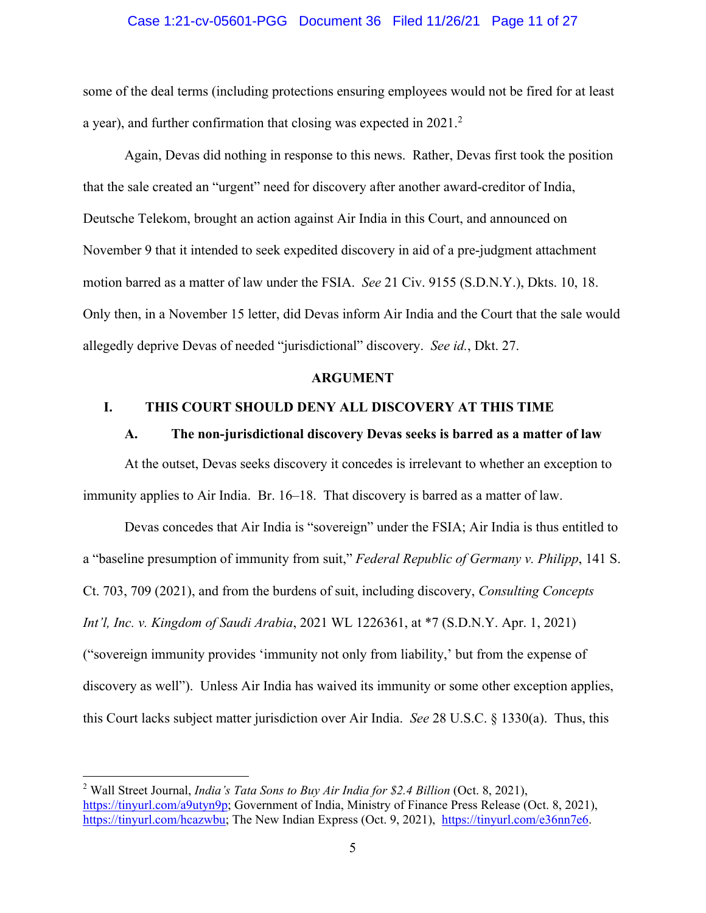some of the deal terms (including protections ensuring employees would not be fired for at least a year), and further confirmation that closing was expected in 2021.[2]

Again, Devas did nothing in response to this news. Rather, Devas first took the position that the sale created an "urgent" need for discovery after another award-creditor of India, Deutsche Telekom, brought an action against Air India in this Court, and announced on November 9 that it intended to seek expedited discovery in aid of a pre-judgment attachment motion barred as a matter of law under the FSIA. *See* 21 Civ. 9155 (S.D.N.Y.), Dkts. 10, 18. Only then, in a November 15 letter, did Devas inform Air India and the Court that the sale would allegedly deprive Devas of needed "jurisdictional" discovery. *See id.*, Dkt. 27.

## ARGUMENT

### I. THIS COURT SHOULD DENY ALL DISCOVERY AT THIS TIME

#### A. The non-jurisdictional discovery Devas seeks is barred as a matter of law

At the outset, Devas seeks discovery it concedes is irrelevant to whether an exception to immunity applies to Air India. Br. 16–18. That discovery is barred as a matter of law.

Devas concedes that Air India is "sovereign" under the FSIA; Air India is thus entitled to a "baseline presumption of immunity from suit," *Federal Republic of Germany v. Philipp*, 141 S. Ct. 703, 709 (2021), and from the burdens of suit, including discovery, *Consulting Concepts Int'l, Inc. v. Kingdom of Saudi Arabia*, 2021 WL 1226361, at *7 (S.D.N.Y. Apr. 1, 2021) ("sovereign immunity provides 'immunity not only from liability,' but from the expense of discovery as well"). Unless Air India has waived its immunity or some other exception applies, this Court lacks subject matter jurisdiction over Air India. *See* 28 U.S.C. § 1330(a). Thus, this

---

[2] Wall Street Journal, *India's Tata Sons to Buy Air India for $2.4 Billion* (Oct. 8, 2021), https://tinyurl.com/a9utyn9p; Government of India, Ministry of Finance Press Release (Oct. 8, 2021), https://tinyurl.com/hcazwbu; The New Indian Express (Oct. 9, 2021), https://tinyurl.com/e36nn7e6.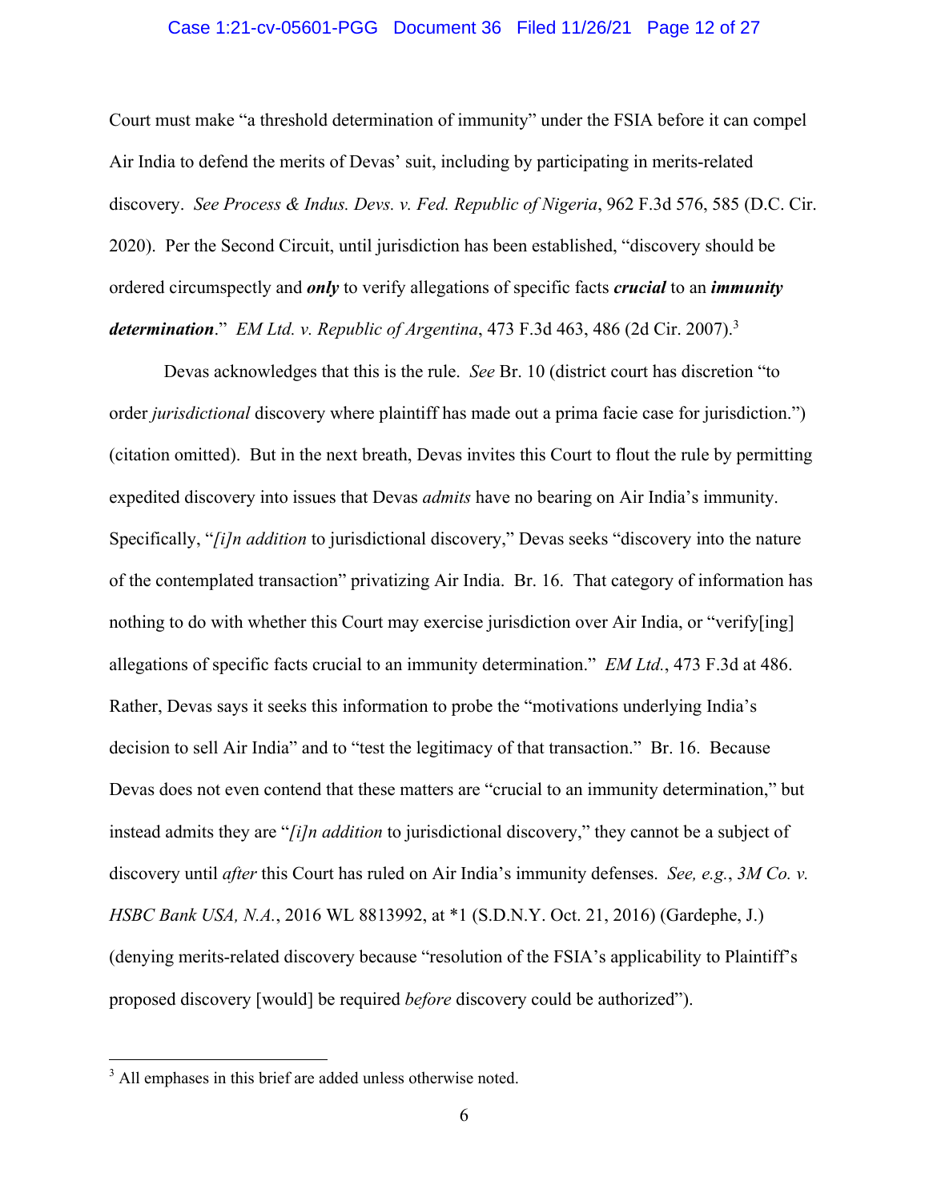Court must make "a threshold determination of immunity" under the FSIA before it can compel Air India to defend the merits of Devas' suit, including by participating in merits-related discovery. *See Process & Indus. Devs. v. Fed. Republic of Nigeria*, 962 F.3d 576, 585 (D.C. Cir. 2020). Per the Second Circuit, until jurisdiction has been established, "discovery should be ordered circumspectly and ***only*** to verify allegations of specific facts ***crucial*** to an ***immunity determination***." *EM Ltd. v. Republic of Argentina*, 473 F.3d 463, 486 (2d Cir. 2007).[3]

Devas acknowledges that this is the rule. *See* Br. 10 (district court has discretion "to order *jurisdictional* discovery where plaintiff has made out a prima facie case for jurisdiction.") (citation omitted). But in the next breath, Devas invites this Court to flout the rule by permitting expedited discovery into issues that Devas *admits* have no bearing on Air India's immunity. Specifically, "*[i]n addition* to jurisdictional discovery," Devas seeks "discovery into the nature of the contemplated transaction" privatizing Air India. Br. 16. That category of information has nothing to do with whether this Court may exercise jurisdiction over Air India, or "verify[ing] allegations of specific facts crucial to an immunity determination." *EM Ltd.*, 473 F.3d at 486. Rather, Devas says it seeks this information to probe the "motivations underlying India's decision to sell Air India" and to "test the legitimacy of that transaction." Br. 16. Because Devas does not even contend that these matters are "crucial to an immunity determination," but instead admits they are "*[i]n addition* to jurisdictional discovery," they cannot be a subject of discovery until *after* this Court has ruled on Air India's immunity defenses. *See, e.g.*, *3M Co. v. HSBC Bank USA, N.A.*, 2016 WL 8813992, at *1 (S.D.N.Y. Oct. 21, 2016) (Gardephe, J.) (denying merits-related discovery because "resolution of the FSIA's applicability to Plaintiff's proposed discovery [would] be required *before* discovery could be authorized").

---

[3] All emphases in this brief are added unless otherwise noted.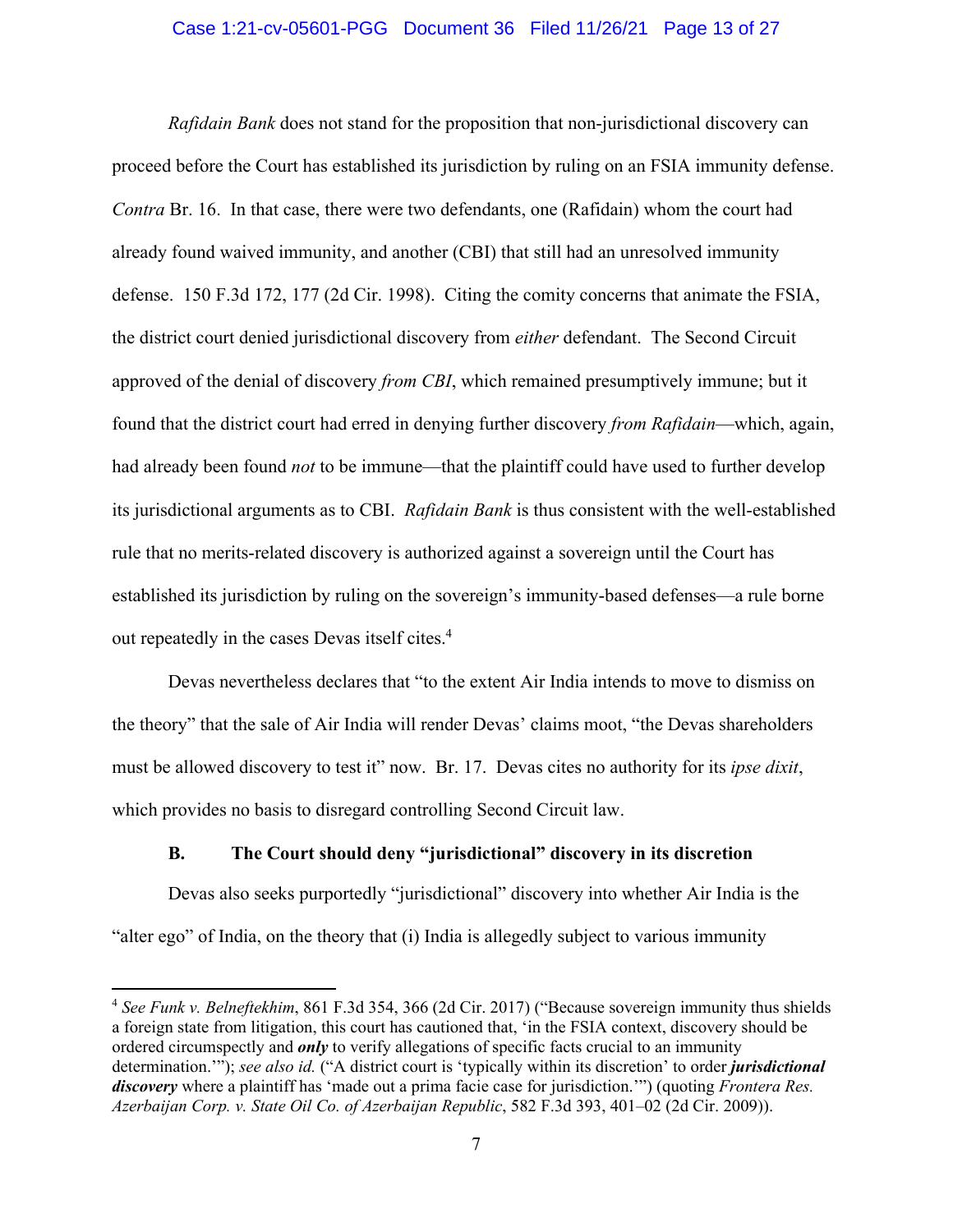*Rafidain Bank* does not stand for the proposition that non-jurisdictional discovery can proceed before the Court has established its jurisdiction by ruling on an FSIA immunity defense. *Contra* Br. 16. In that case, there were two defendants, one (Rafidain) whom the court had already found waived immunity, and another (CBI) that still had an unresolved immunity defense. 150 F.3d 172, 177 (2d Cir. 1998). Citing the comity concerns that animate the FSIA, the district court denied jurisdictional discovery from *either* defendant. The Second Circuit approved of the denial of discovery *from CBI*, which remained presumptively immune; but it found that the district court had erred in denying further discovery *from Rafidain*—which, again, had already been found *not* to be immune—that the plaintiff could have used to further develop its jurisdictional arguments as to CBI. *Rafidain Bank* is thus consistent with the well-established rule that no merits-related discovery is authorized against a sovereign until the Court has established its jurisdiction by ruling on the sovereign's immunity-based defenses—a rule borne out repeatedly in the cases Devas itself cites.[4]

Devas nevertheless declares that "to the extent Air India intends to move to dismiss on the theory" that the sale of Air India will render Devas' claims moot, "the Devas shareholders must be allowed discovery to test it" now. Br. 17. Devas cites no authority for its *ipse dixit*, which provides no basis to disregard controlling Second Circuit law.

### B. The Court should deny "jurisdictional" discovery in its discretion

Devas also seeks purportedly "jurisdictional" discovery into whether Air India is the "alter ego" of India, on the theory that (i) India is allegedly subject to various immunity

---

[4] *See Funk v. Belneftekhim*, 861 F.3d 354, 366 (2d Cir. 2017) ("Because sovereign immunity thus shields a foreign state from litigation, this court has cautioned that, 'in the FSIA context, discovery should be ordered circumspectly and ***only*** to verify allegations of specific facts crucial to an immunity determination.'"); *see also id.* ("A district court is 'typically within its discretion' to order ***jurisdictional discovery*** where a plaintiff has 'made out a prima facie case for jurisdiction.'") (quoting *Frontera Res. Azerbaijan Corp. v. State Oil Co. of Azerbaijan Republic*, 582 F.3d 393, 401–02 (2d Cir. 2009)).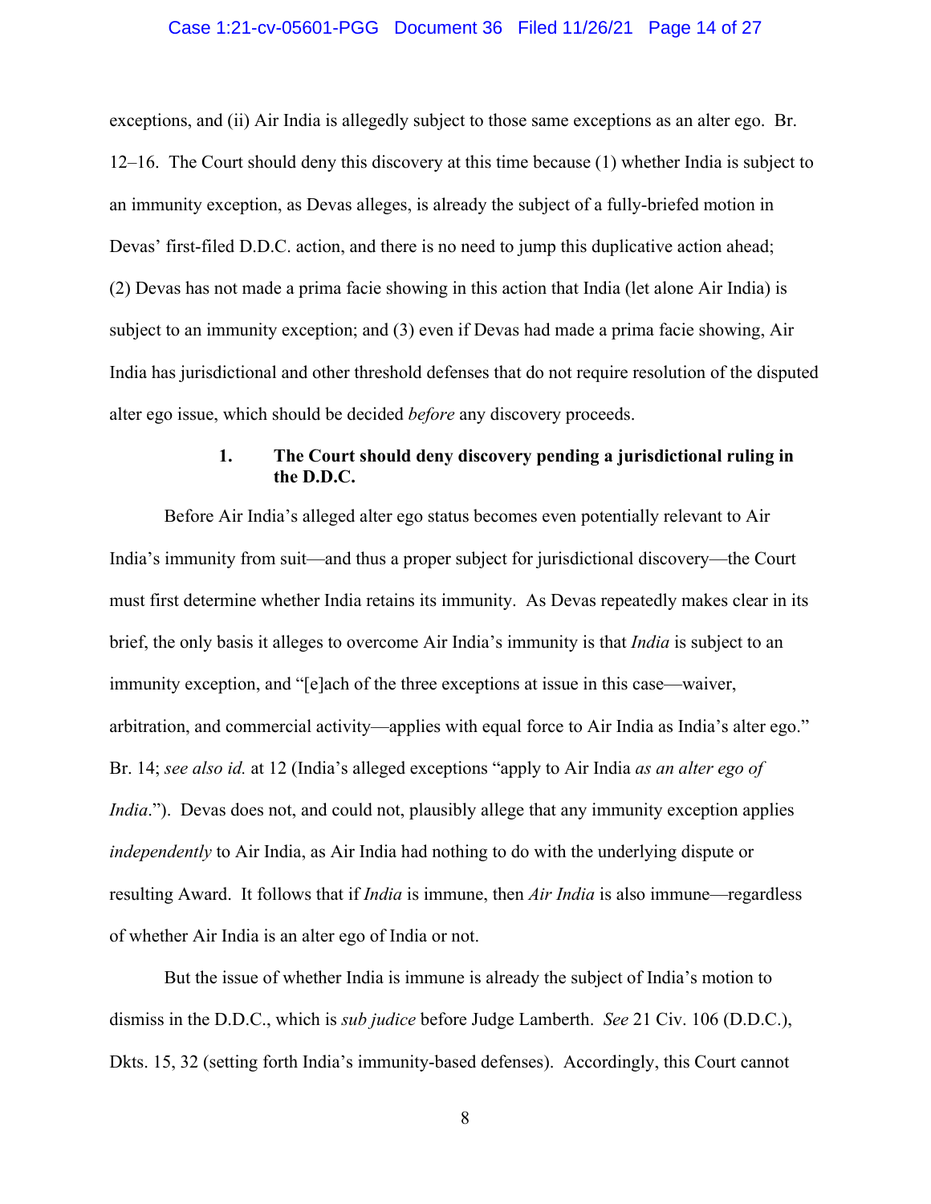exceptions, and (ii) Air India is allegedly subject to those same exceptions as an alter ego. Br. 12–16. The Court should deny this discovery at this time because (1) whether India is subject to an immunity exception, as Devas alleges, is already the subject of a fully-briefed motion in Devas' first-filed D.D.C. action, and there is no need to jump this duplicative action ahead; (2) Devas has not made a prima facie showing in this action that India (let alone Air India) is subject to an immunity exception; and (3) even if Devas had made a prima facie showing, Air India has jurisdictional and other threshold defenses that do not require resolution of the disputed alter ego issue, which should be decided *before* any discovery proceeds.

**1. The Court should deny discovery pending a jurisdictional ruling in the D.D.C.**

Before Air India's alleged alter ego status becomes even potentially relevant to Air India's immunity from suit—and thus a proper subject for jurisdictional discovery—the Court must first determine whether India retains its immunity. As Devas repeatedly makes clear in its brief, the only basis it alleges to overcome Air India's immunity is that *India* is subject to an immunity exception, and "[e]ach of the three exceptions at issue in this case—waiver, arbitration, and commercial activity—applies with equal force to Air India as India's alter ego." Br. 14; *see also id.* at 12 (India's alleged exceptions "apply to Air India *as an alter ego of India*."). Devas does not, and could not, plausibly allege that any immunity exception applies *independently* to Air India, as Air India had nothing to do with the underlying dispute or resulting Award. It follows that if *India* is immune, then *Air India* is also immune—regardless of whether Air India is an alter ego of India or not.

But the issue of whether India is immune is already the subject of India's motion to dismiss in the D.D.C., which is *sub judice* before Judge Lamberth. *See* 21 Civ. 106 (D.D.C.), Dkts. 15, 32 (setting forth India's immunity-based defenses). Accordingly, this Court cannot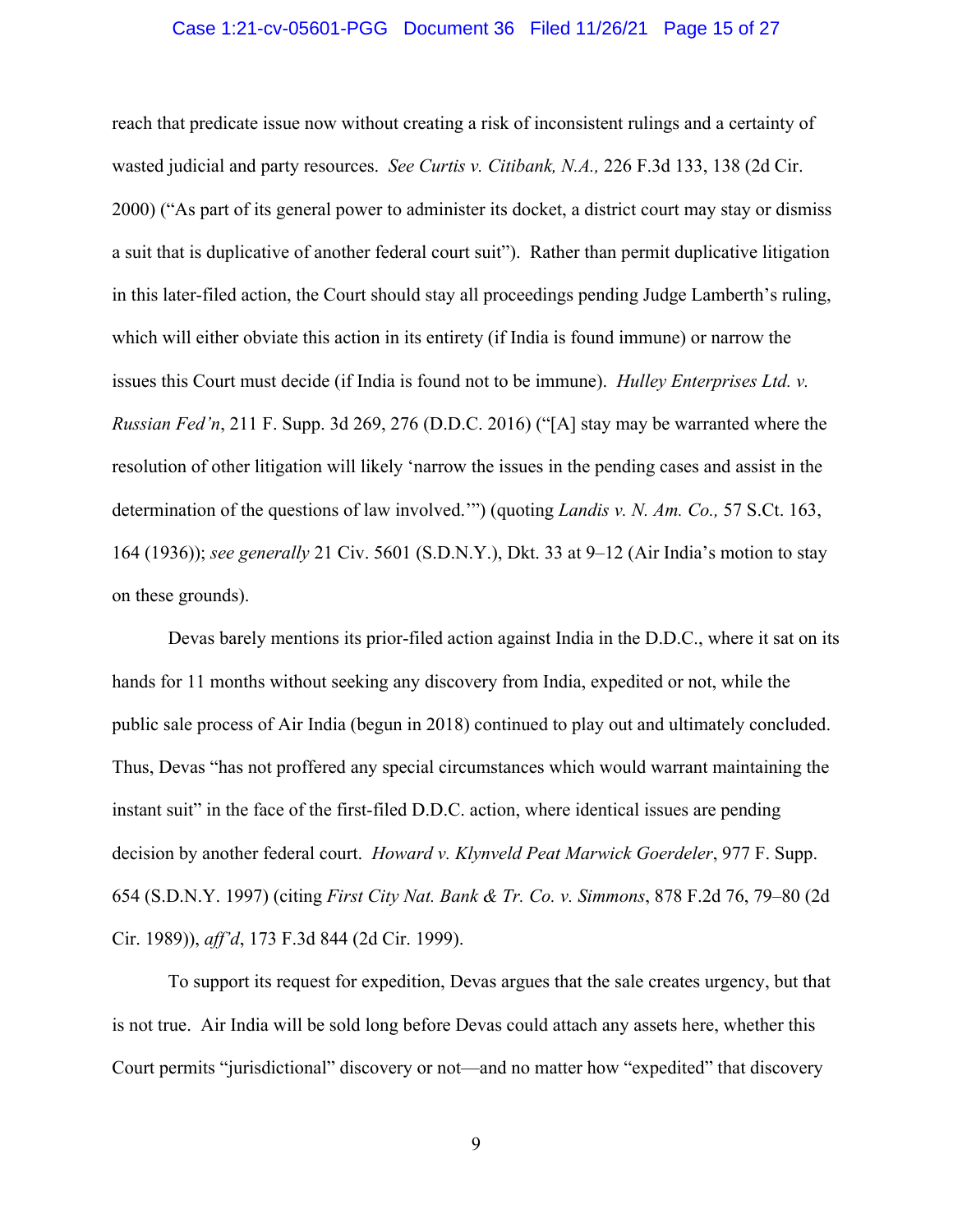reach that predicate issue now without creating a risk of inconsistent rulings and a certainty of wasted judicial and party resources. *See Curtis v. Citibank, N.A.,* 226 F.3d 133, 138 (2d Cir. 2000) ("As part of its general power to administer its docket, a district court may stay or dismiss a suit that is duplicative of another federal court suit"). Rather than permit duplicative litigation in this later-filed action, the Court should stay all proceedings pending Judge Lamberth's ruling, which will either obviate this action in its entirety (if India is found immune) or narrow the issues this Court must decide (if India is found not to be immune). *Hulley Enterprises Ltd. v. Russian Fed'n*, 211 F. Supp. 3d 269, 276 (D.D.C. 2016) ("[A] stay may be warranted where the resolution of other litigation will likely 'narrow the issues in the pending cases and assist in the determination of the questions of law involved.'") (quoting *Landis v. N. Am. Co.,* 57 S.Ct. 163, 164 (1936)); *see generally* 21 Civ. 5601 (S.D.N.Y.), Dkt. 33 at 9–12 (Air India's motion to stay on these grounds).

Devas barely mentions its prior-filed action against India in the D.D.C., where it sat on its hands for 11 months without seeking any discovery from India, expedited or not, while the public sale process of Air India (begun in 2018) continued to play out and ultimately concluded. Thus, Devas "has not proffered any special circumstances which would warrant maintaining the instant suit" in the face of the first-filed D.D.C. action, where identical issues are pending decision by another federal court. *Howard v. Klynveld Peat Marwick Goerdeler*, 977 F. Supp. 654 (S.D.N.Y. 1997) (citing *First City Nat. Bank & Tr. Co. v. Simmons*, 878 F.2d 76, 79–80 (2d Cir. 1989)), *aff'd*, 173 F.3d 844 (2d Cir. 1999).

To support its request for expedition, Devas argues that the sale creates urgency, but that is not true. Air India will be sold long before Devas could attach any assets here, whether this Court permits "jurisdictional" discovery or not—and no matter how "expedited" that discovery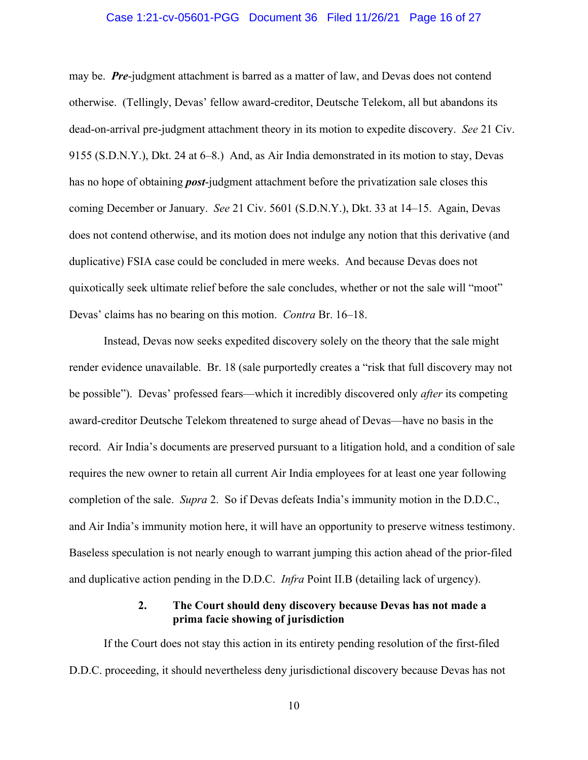may be. ***Pre***-judgment attachment is barred as a matter of law, and Devas does not contend otherwise. (Tellingly, Devas' fellow award-creditor, Deutsche Telekom, all but abandons its dead-on-arrival pre-judgment attachment theory in its motion to expedite discovery. *See* 21 Civ. 9155 (S.D.N.Y.), Dkt. 24 at 6–8.) And, as Air India demonstrated in its motion to stay, Devas has no hope of obtaining ***post***-judgment attachment before the privatization sale closes this coming December or January. *See* 21 Civ. 5601 (S.D.N.Y.), Dkt. 33 at 14–15. Again, Devas does not contend otherwise, and its motion does not indulge any notion that this derivative (and duplicative) FSIA case could be concluded in mere weeks. And because Devas does not quixotically seek ultimate relief before the sale concludes, whether or not the sale will "moot" Devas' claims has no bearing on this motion. *Contra* Br. 16–18.

Instead, Devas now seeks expedited discovery solely on the theory that the sale might render evidence unavailable. Br. 18 (sale purportedly creates a "risk that full discovery may not be possible"). Devas' professed fears—which it incredibly discovered only *after* its competing award-creditor Deutsche Telekom threatened to surge ahead of Devas—have no basis in the record. Air India's documents are preserved pursuant to a litigation hold, and a condition of sale requires the new owner to retain all current Air India employees for at least one year following completion of the sale. *Supra* 2. So if Devas defeats India's immunity motion in the D.D.C., and Air India's immunity motion here, it will have an opportunity to preserve witness testimony. Baseless speculation is not nearly enough to warrant jumping this action ahead of the prior-filed and duplicative action pending in the D.D.C. *Infra* Point II.B (detailing lack of urgency).

### 2. The Court should deny discovery because Devas has not made a prima facie showing of jurisdiction

If the Court does not stay this action in its entirety pending resolution of the first-filed D.D.C. proceeding, it should nevertheless deny jurisdictional discovery because Devas has not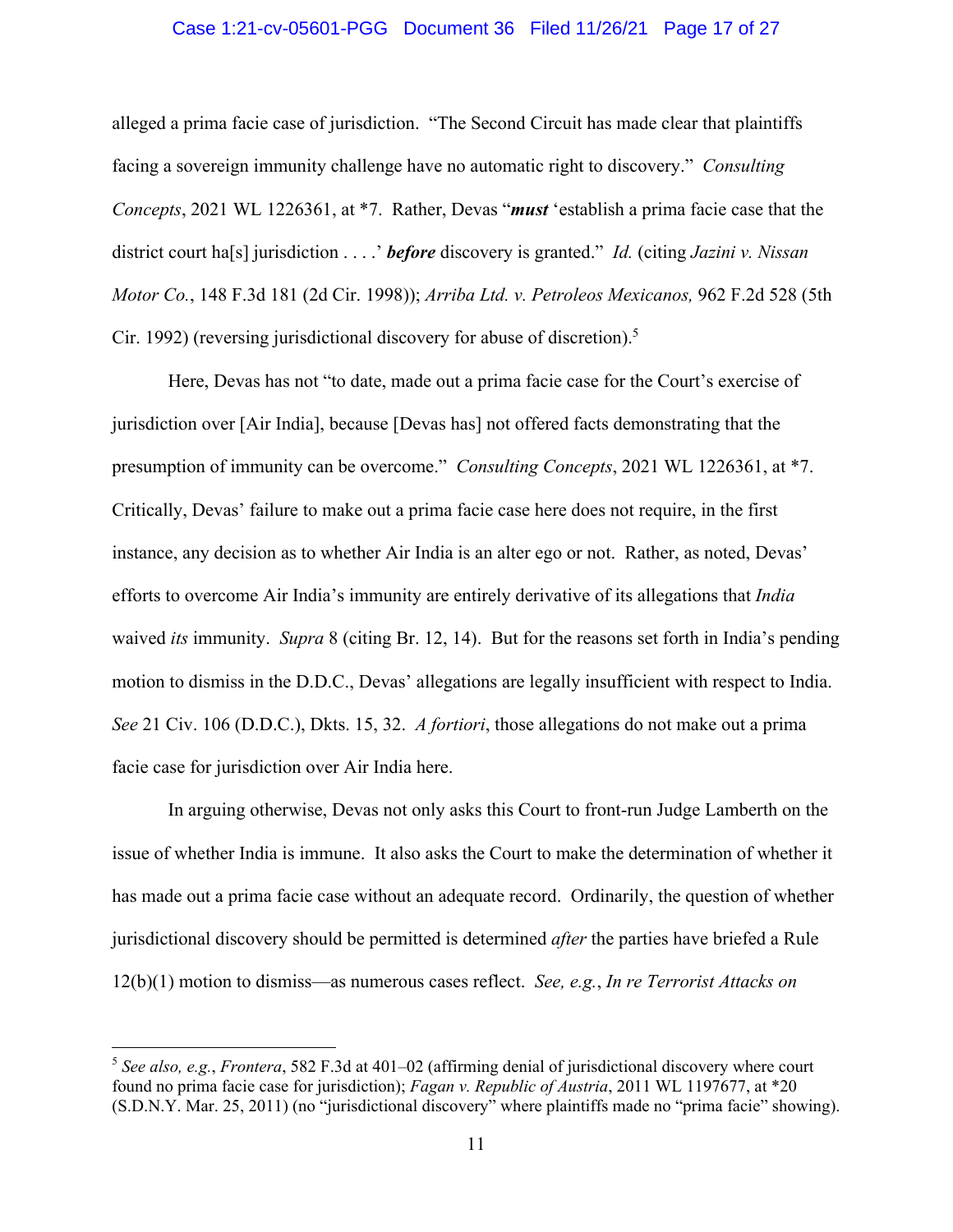alleged a prima facie case of jurisdiction. "The Second Circuit has made clear that plaintiffs facing a sovereign immunity challenge have no automatic right to discovery." *Consulting Concepts*, 2021 WL 1226361, at *7. Rather, Devas "***must*** 'establish a prima facie case that the district court ha[s] jurisdiction . . . .' ***before*** discovery is granted." *Id.* (citing *Jazini v. Nissan Motor Co.*, 148 F.3d 181 (2d Cir. 1998)); *Arriba Ltd. v. Petroleos Mexicanos,* 962 F.2d 528 (5th Cir. 1992) (reversing jurisdictional discovery for abuse of discretion).[5]

Here, Devas has not "to date, made out a prima facie case for the Court's exercise of jurisdiction over [Air India], because [Devas has] not offered facts demonstrating that the presumption of immunity can be overcome." *Consulting Concepts*, 2021 WL 1226361, at *7. Critically, Devas' failure to make out a prima facie case here does not require, in the first instance, any decision as to whether Air India is an alter ego or not. Rather, as noted, Devas' efforts to overcome Air India's immunity are entirely derivative of its allegations that *India* waived *its* immunity. *Supra* 8 (citing Br. 12, 14). But for the reasons set forth in India's pending motion to dismiss in the D.D.C., Devas' allegations are legally insufficient with respect to India. *See* 21 Civ. 106 (D.D.C.), Dkts. 15, 32. *A fortiori*, those allegations do not make out a prima facie case for jurisdiction over Air India here.

In arguing otherwise, Devas not only asks this Court to front-run Judge Lamberth on the issue of whether India is immune. It also asks the Court to make the determination of whether it has made out a prima facie case without an adequate record. Ordinarily, the question of whether jurisdictional discovery should be permitted is determined *after* the parties have briefed a Rule 12(b)(1) motion to dismiss—as numerous cases reflect. *See, e.g.*, *In re Terrorist Attacks on*

---

[5] *See also, e.g.*, *Frontera*, 582 F.3d at 401–02 (affirming denial of jurisdictional discovery where court found no prima facie case for jurisdiction); *Fagan v. Republic of Austria*, 2011 WL 1197677, at *20 (S.D.N.Y. Mar. 25, 2011) (no "jurisdictional discovery" where plaintiffs made no "prima facie" showing).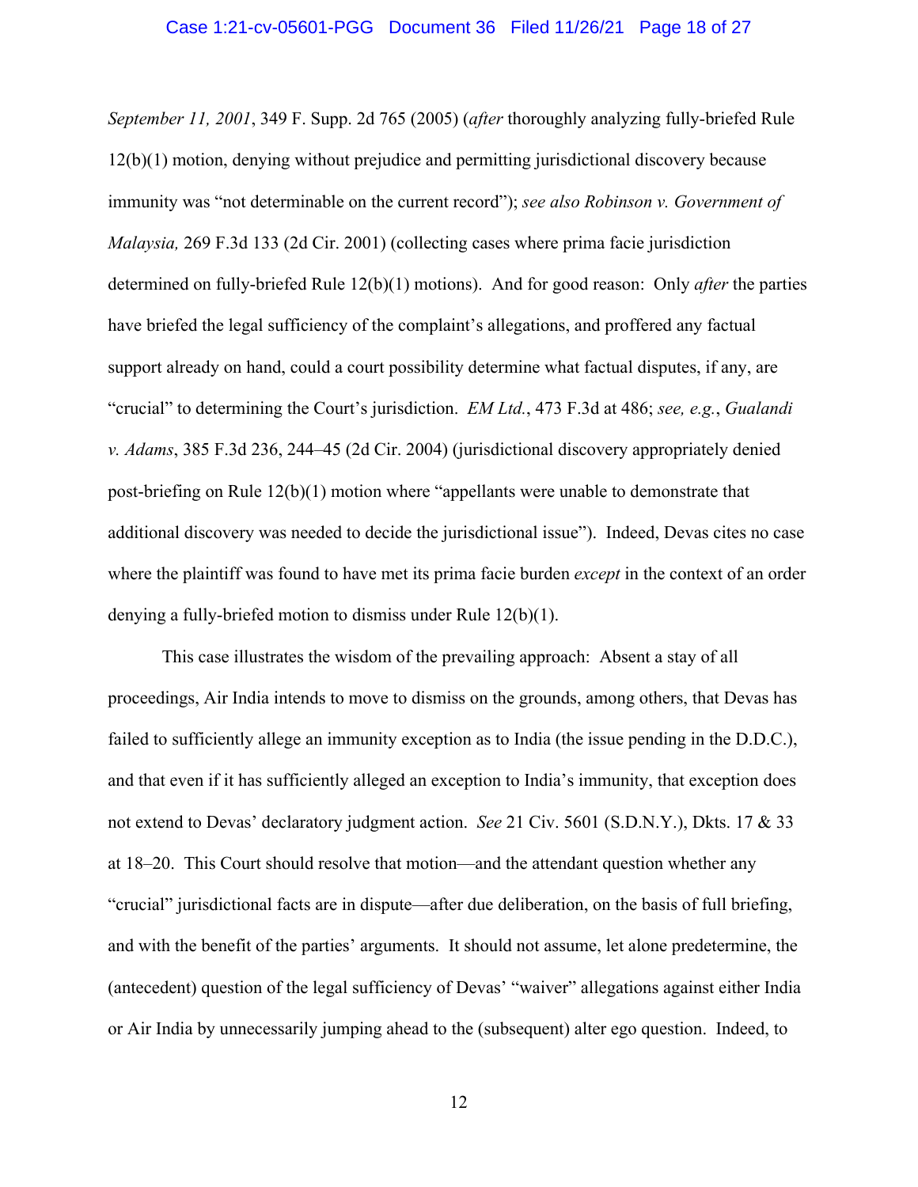*September 11, 2001*, 349 F. Supp. 2d 765 (2005) (*after* thoroughly analyzing fully-briefed Rule 12(b)(1) motion, denying without prejudice and permitting jurisdictional discovery because immunity was "not determinable on the current record"); *see also Robinson v. Government of Malaysia,* 269 F.3d 133 (2d Cir. 2001) (collecting cases where prima facie jurisdiction determined on fully-briefed Rule 12(b)(1) motions). And for good reason: Only *after* the parties have briefed the legal sufficiency of the complaint's allegations, and proffered any factual support already on hand, could a court possibility determine what factual disputes, if any, are "crucial" to determining the Court's jurisdiction. *EM Ltd.*, 473 F.3d at 486; *see, e.g.*, *Gualandi v. Adams*, 385 F.3d 236, 244–45 (2d Cir. 2004) (jurisdictional discovery appropriately denied post-briefing on Rule 12(b)(1) motion where "appellants were unable to demonstrate that additional discovery was needed to decide the jurisdictional issue"). Indeed, Devas cites no case where the plaintiff was found to have met its prima facie burden *except* in the context of an order denying a fully-briefed motion to dismiss under Rule 12(b)(1).

This case illustrates the wisdom of the prevailing approach: Absent a stay of all proceedings, Air India intends to move to dismiss on the grounds, among others, that Devas has failed to sufficiently allege an immunity exception as to India (the issue pending in the D.D.C.), and that even if it has sufficiently alleged an exception to India's immunity, that exception does not extend to Devas' declaratory judgment action. *See* 21 Civ. 5601 (S.D.N.Y.), Dkts. 17 & 33 at 18–20. This Court should resolve that motion—and the attendant question whether any "crucial" jurisdictional facts are in dispute—after due deliberation, on the basis of full briefing, and with the benefit of the parties' arguments. It should not assume, let alone predetermine, the (antecedent) question of the legal sufficiency of Devas' "waiver" allegations against either India or Air India by unnecessarily jumping ahead to the (subsequent) alter ego question. Indeed, to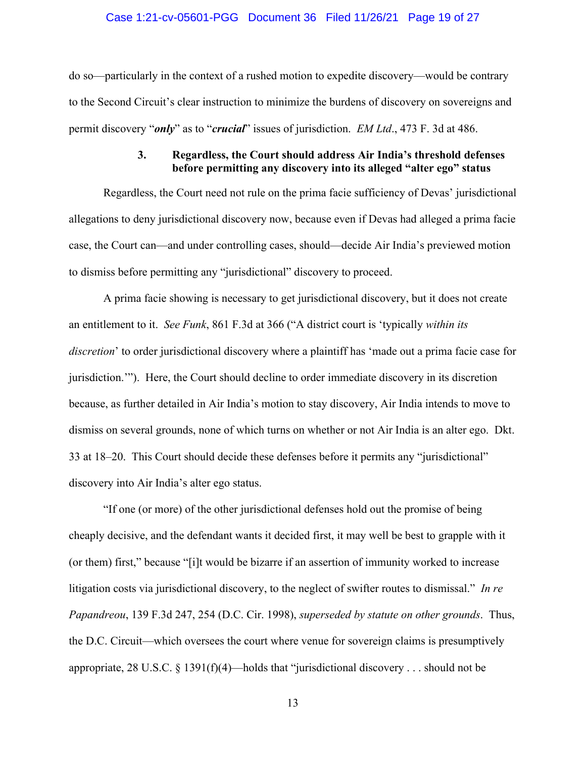do so—particularly in the context of a rushed motion to expedite discovery—would be contrary to the Second Circuit's clear instruction to minimize the burdens of discovery on sovereigns and permit discovery "***only***" as to "***crucial***" issues of jurisdiction. *EM Ltd*., 473 F. 3d at 486.

### 3. Regardless, the Court should address Air India's threshold defenses before permitting any discovery into its alleged "alter ego" status

Regardless, the Court need not rule on the prima facie sufficiency of Devas' jurisdictional allegations to deny jurisdictional discovery now, because even if Devas had alleged a prima facie case, the Court can—and under controlling cases, should—decide Air India's previewed motion to dismiss before permitting any "jurisdictional" discovery to proceed.

A prima facie showing is necessary to get jurisdictional discovery, but it does not create an entitlement to it. *See Funk*, 861 F.3d at 366 ("A district court is 'typically *within its discretion*' to order jurisdictional discovery where a plaintiff has 'made out a prima facie case for jurisdiction.'"). Here, the Court should decline to order immediate discovery in its discretion because, as further detailed in Air India's motion to stay discovery, Air India intends to move to dismiss on several grounds, none of which turns on whether or not Air India is an alter ego. Dkt. 33 at 18–20. This Court should decide these defenses before it permits any "jurisdictional" discovery into Air India's alter ego status.

"If one (or more) of the other jurisdictional defenses hold out the promise of being cheaply decisive, and the defendant wants it decided first, it may well be best to grapple with it (or them) first," because "[i]t would be bizarre if an assertion of immunity worked to increase litigation costs via jurisdictional discovery, to the neglect of swifter routes to dismissal." *In re Papandreou*, 139 F.3d 247, 254 (D.C. Cir. 1998), *superseded by statute on other grounds*. Thus, the D.C. Circuit—which oversees the court where venue for sovereign claims is presumptively appropriate, 28 U.S.C. § 1391(f)(4)—holds that "jurisdictional discovery . . . should not be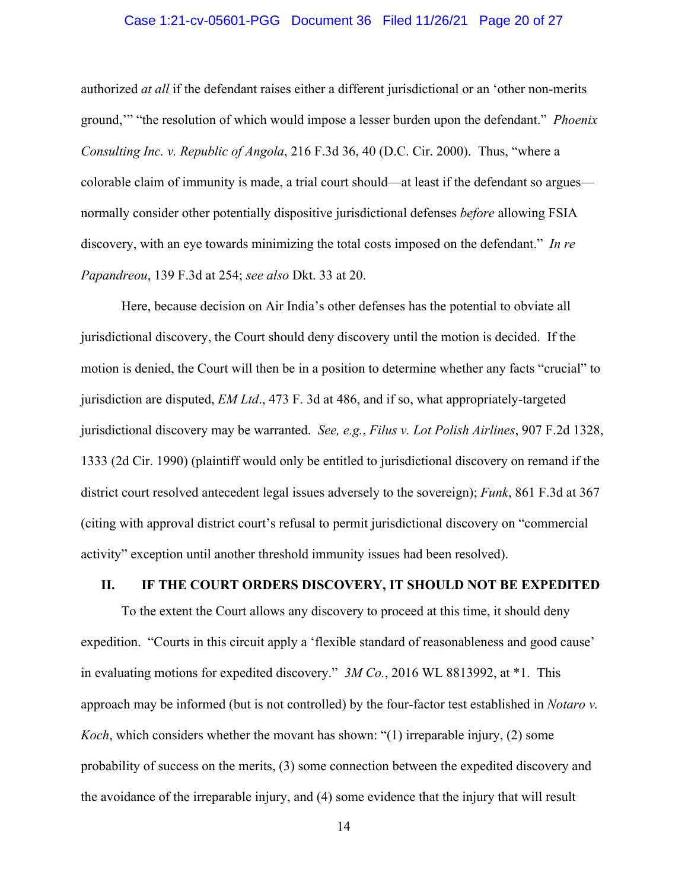authorized *at all* if the defendant raises either a different jurisdictional or an 'other non-merits ground,'" "the resolution of which would impose a lesser burden upon the defendant." *Phoenix Consulting Inc. v. Republic of Angola*, 216 F.3d 36, 40 (D.C. Cir. 2000). Thus, "where a colorable claim of immunity is made, a trial court should—at least if the defendant so argues—normally consider other potentially dispositive jurisdictional defenses *before* allowing FSIA discovery, with an eye towards minimizing the total costs imposed on the defendant." *In re Papandreou*, 139 F.3d at 254; *see also* Dkt. 33 at 20.

Here, because decision on Air India's other defenses has the potential to obviate all jurisdictional discovery, the Court should deny discovery until the motion is decided. If the motion is denied, the Court will then be in a position to determine whether any facts "crucial" to jurisdiction are disputed, *EM Ltd*., 473 F. 3d at 486, and if so, what appropriately-targeted jurisdictional discovery may be warranted. *See, e.g.*, *Filus v. Lot Polish Airlines*, 907 F.2d 1328, 1333 (2d Cir. 1990) (plaintiff would only be entitled to jurisdictional discovery on remand if the district court resolved antecedent legal issues adversely to the sovereign); *Funk*, 861 F.3d at 367 (citing with approval district court's refusal to permit jurisdictional discovery on "commercial activity" exception until another threshold immunity issues had been resolved).

## II. IF THE COURT ORDERS DISCOVERY, IT SHOULD NOT BE EXPEDITED

To the extent the Court allows any discovery to proceed at this time, it should deny expedition. "Courts in this circuit apply a 'flexible standard of reasonableness and good cause' in evaluating motions for expedited discovery." *3M Co.*, 2016 WL 8813992, at *1. This approach may be informed (but is not controlled) by the four-factor test established in *Notaro v. Koch*, which considers whether the movant has shown: "(1) irreparable injury, (2) some probability of success on the merits, (3) some connection between the expedited discovery and the avoidance of the irreparable injury, and (4) some evidence that the injury that will result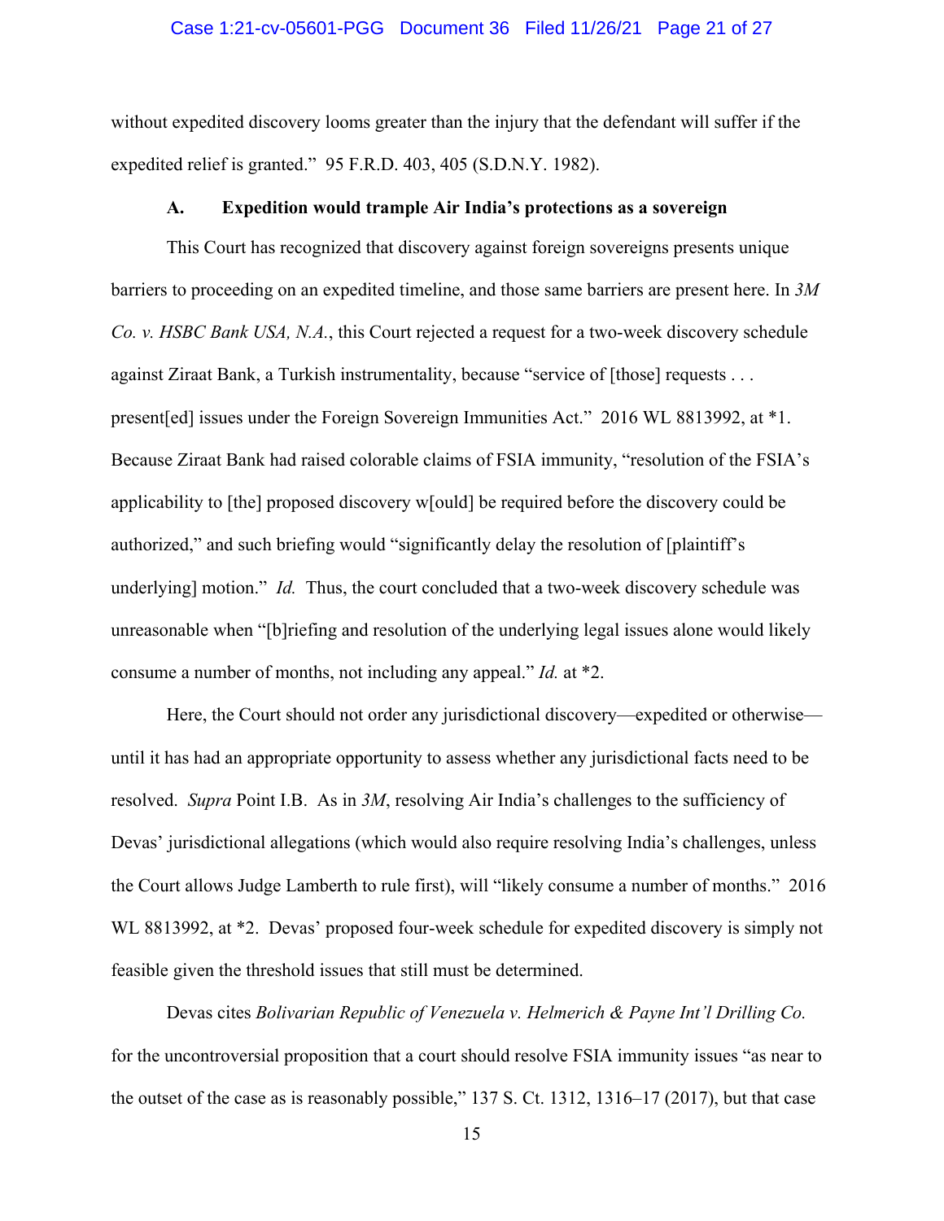without expedited discovery looms greater than the injury that the defendant will suffer if the expedited relief is granted." 95 F.R.D. 403, 405 (S.D.N.Y. 1982).

### A. Expedition would trample Air India's protections as a sovereign

This Court has recognized that discovery against foreign sovereigns presents unique barriers to proceeding on an expedited timeline, and those same barriers are present here. In *3M Co. v. HSBC Bank USA, N.A.*, this Court rejected a request for a two-week discovery schedule against Ziraat Bank, a Turkish instrumentality, because "service of [those] requests . . . present[ed] issues under the Foreign Sovereign Immunities Act." 2016 WL 8813992, at *1. Because Ziraat Bank had raised colorable claims of FSIA immunity, "resolution of the FSIA's applicability to [the] proposed discovery w[ould] be required before the discovery could be authorized," and such briefing would "significantly delay the resolution of [plaintiff's underlying] motion." *Id.* Thus, the court concluded that a two-week discovery schedule was unreasonable when "[b]riefing and resolution of the underlying legal issues alone would likely consume a number of months, not including any appeal." *Id.* at *2.

Here, the Court should not order any jurisdictional discovery—expedited or otherwise—until it has had an appropriate opportunity to assess whether any jurisdictional facts need to be resolved. *Supra* Point I.B. As in *3M*, resolving Air India's challenges to the sufficiency of Devas' jurisdictional allegations (which would also require resolving India's challenges, unless the Court allows Judge Lamberth to rule first), will "likely consume a number of months." 2016 WL 8813992, at *2. Devas' proposed four-week schedule for expedited discovery is simply not feasible given the threshold issues that still must be determined.

Devas cites *Bolivarian Republic of Venezuela v. Helmerich & Payne Int'l Drilling Co.* for the uncontroversial proposition that a court should resolve FSIA immunity issues "as near to the outset of the case as is reasonably possible," 137 S. Ct. 1312, 1316–17 (2017), but that case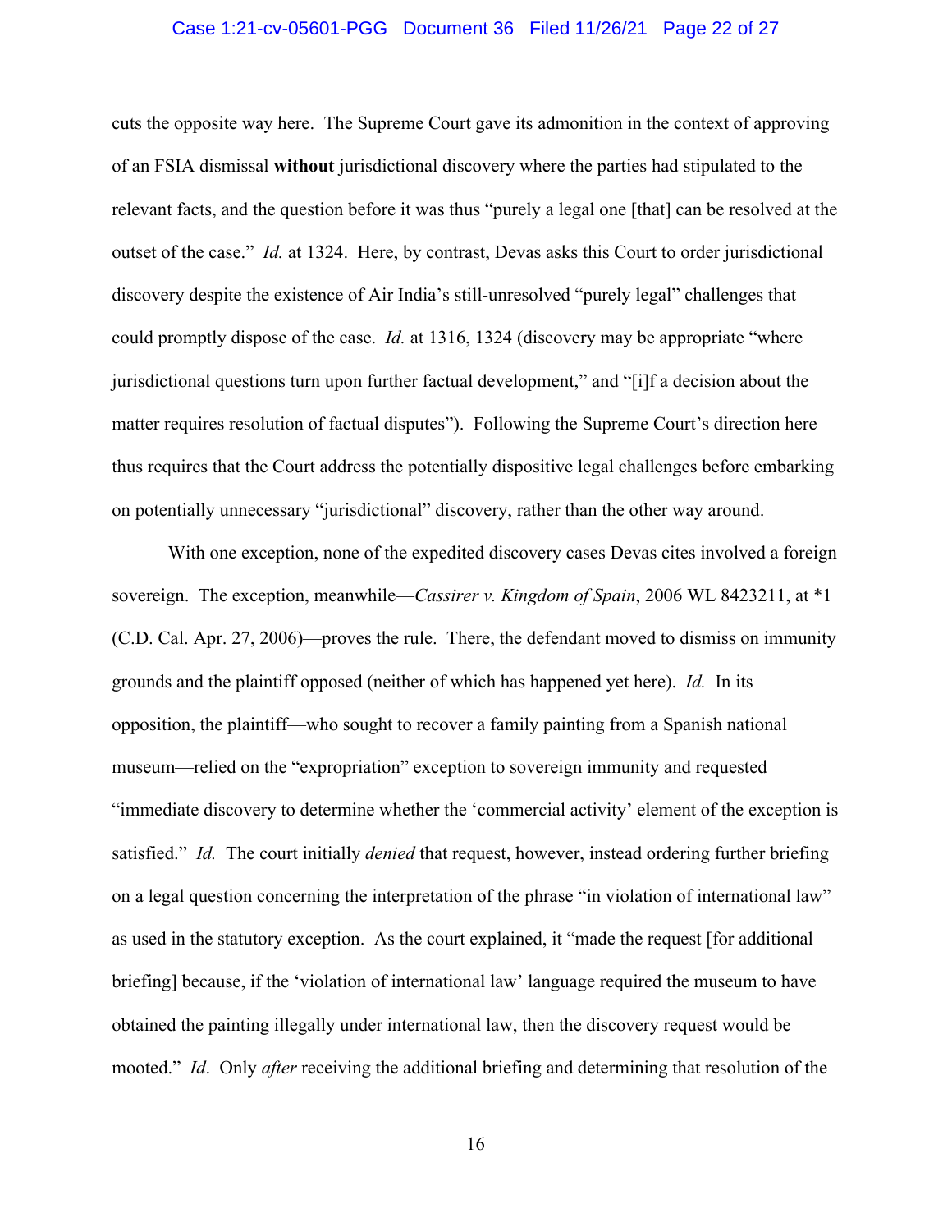cuts the opposite way here. The Supreme Court gave its admonition in the context of approving of an FSIA dismissal **without** jurisdictional discovery where the parties had stipulated to the relevant facts, and the question before it was thus "purely a legal one [that] can be resolved at the outset of the case." *Id.* at 1324. Here, by contrast, Devas asks this Court to order jurisdictional discovery despite the existence of Air India's still-unresolved "purely legal" challenges that could promptly dispose of the case. *Id.* at 1316, 1324 (discovery may be appropriate "where jurisdictional questions turn upon further factual development," and "[i]f a decision about the matter requires resolution of factual disputes"). Following the Supreme Court's direction here thus requires that the Court address the potentially dispositive legal challenges before embarking on potentially unnecessary "jurisdictional" discovery, rather than the other way around.

With one exception, none of the expedited discovery cases Devas cites involved a foreign sovereign. The exception, meanwhile—*Cassirer v. Kingdom of Spain*, 2006 WL 8423211, at *1 (C.D. Cal. Apr. 27, 2006)—proves the rule. There, the defendant moved to dismiss on immunity grounds and the plaintiff opposed (neither of which has happened yet here). *Id.* In its opposition, the plaintiff—who sought to recover a family painting from a Spanish national museum—relied on the "expropriation" exception to sovereign immunity and requested "immediate discovery to determine whether the 'commercial activity' element of the exception is satisfied." *Id.* The court initially *denied* that request, however, instead ordering further briefing on a legal question concerning the interpretation of the phrase "in violation of international law" as used in the statutory exception. As the court explained, it "made the request [for additional briefing] because, if the 'violation of international law' language required the museum to have obtained the painting illegally under international law, then the discovery request would be mooted." *Id*. Only *after* receiving the additional briefing and determining that resolution of the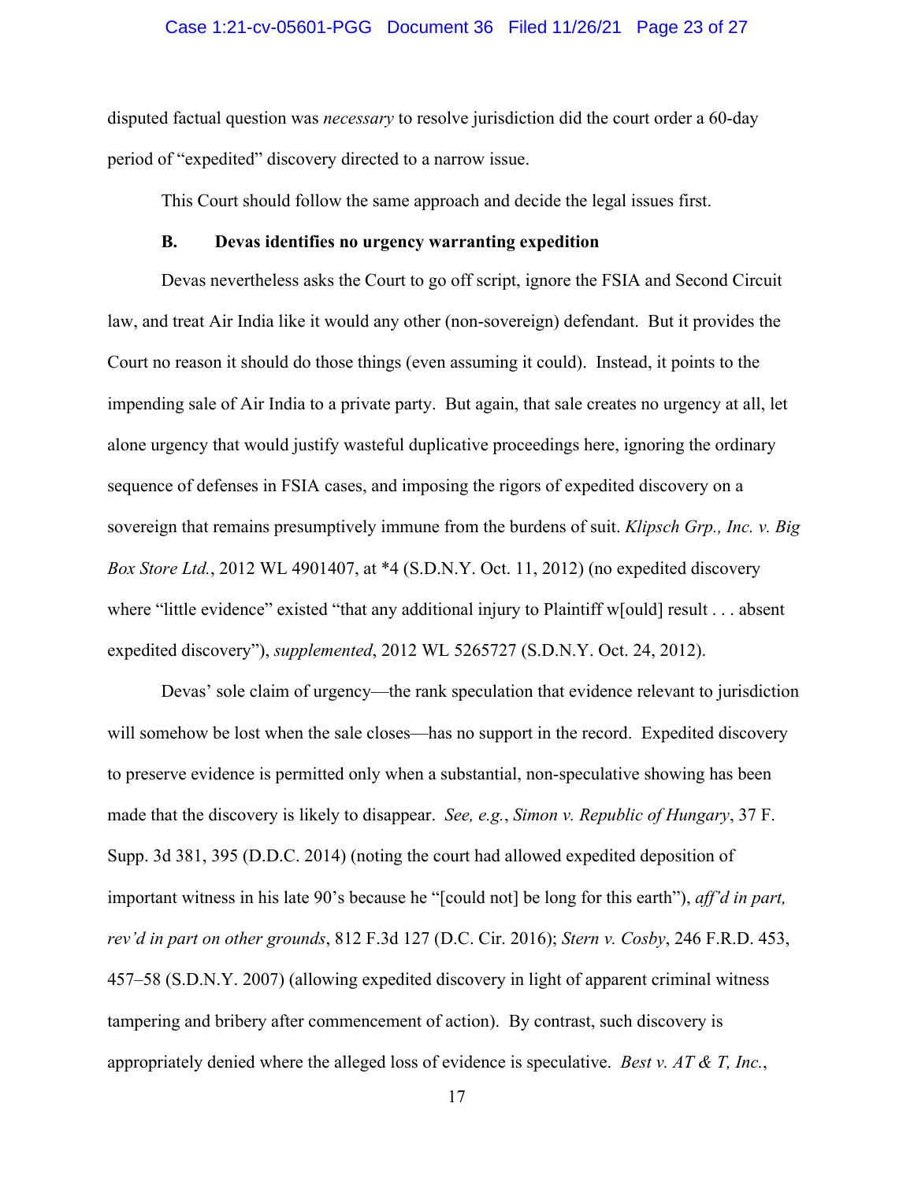disputed factual question was *necessary* to resolve jurisdiction did the court order a 60-day period of "expedited" discovery directed to a narrow issue.

This Court should follow the same approach and decide the legal issues first.

### B. Devas identifies no urgency warranting expedition

Devas nevertheless asks the Court to go off script, ignore the FSIA and Second Circuit law, and treat Air India like it would any other (non-sovereign) defendant. But it provides the Court no reason it should do those things (even assuming it could). Instead, it points to the impending sale of Air India to a private party. But again, that sale creates no urgency at all, let alone urgency that would justify wasteful duplicative proceedings here, ignoring the ordinary sequence of defenses in FSIA cases, and imposing the rigors of expedited discovery on a sovereign that remains presumptively immune from the burdens of suit. *Klipsch Grp., Inc. v. Big Box Store Ltd.*, 2012 WL 4901407, at *4 (S.D.N.Y. Oct. 11, 2012) (no expedited discovery where "little evidence" existed "that any additional injury to Plaintiff w[ould] result . . . absent expedited discovery"), *supplemented*, 2012 WL 5265727 (S.D.N.Y. Oct. 24, 2012).

Devas' sole claim of urgency—the rank speculation that evidence relevant to jurisdiction will somehow be lost when the sale closes—has no support in the record. Expedited discovery to preserve evidence is permitted only when a substantial, non-speculative showing has been made that the discovery is likely to disappear. *See, e.g.*, *Simon v. Republic of Hungary*, 37 F. Supp. 3d 381, 395 (D.D.C. 2014) (noting the court had allowed expedited deposition of important witness in his late 90's because he "[could not] be long for this earth"), *aff'd in part, rev'd in part on other grounds*, 812 F.3d 127 (D.C. Cir. 2016); *Stern v. Cosby*, 246 F.R.D. 453, 457–58 (S.D.N.Y. 2007) (allowing expedited discovery in light of apparent criminal witness tampering and bribery after commencement of action). By contrast, such discovery is appropriately denied where the alleged loss of evidence is speculative. *Best v. AT & T, Inc.*,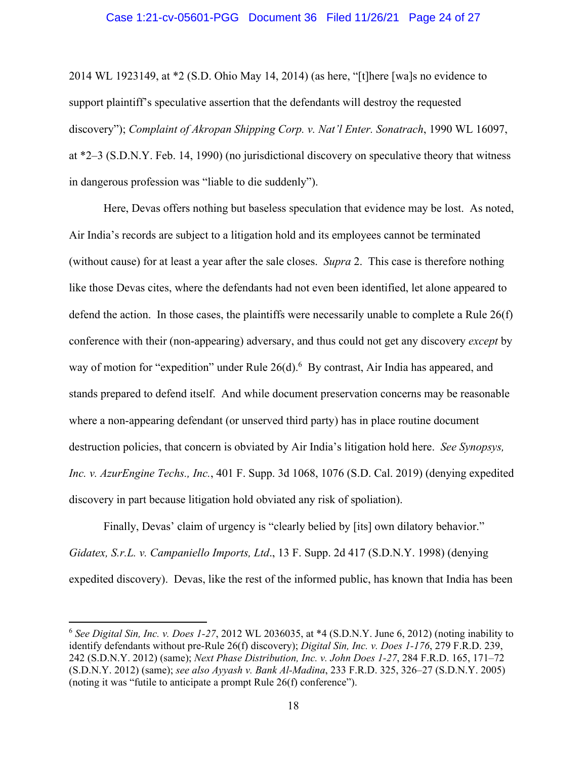2014 WL 1923149, at *2 (S.D. Ohio May 14, 2014) (as here, "[t]here [wa]s no evidence to support plaintiff's speculative assertion that the defendants will destroy the requested discovery"); *Complaint of Akropan Shipping Corp. v. Nat'l Enter. Sonatrach*, 1990 WL 16097, at *2–3 (S.D.N.Y. Feb. 14, 1990) (no jurisdictional discovery on speculative theory that witness in dangerous profession was "liable to die suddenly").

Here, Devas offers nothing but baseless speculation that evidence may be lost. As noted, Air India's records are subject to a litigation hold and its employees cannot be terminated (without cause) for at least a year after the sale closes. *Supra* 2. This case is therefore nothing like those Devas cites, where the defendants had not even been identified, let alone appeared to defend the action. In those cases, the plaintiffs were necessarily unable to complete a Rule 26(f) conference with their (non-appearing) adversary, and thus could not get any discovery *except* by way of motion for "expedition" under Rule 26(d).[6] By contrast, Air India has appeared, and stands prepared to defend itself. And while document preservation concerns may be reasonable where a non-appearing defendant (or unserved third party) has in place routine document destruction policies, that concern is obviated by Air India's litigation hold here. *See Synopsys, Inc. v. AzurEngine Techs., Inc.*, 401 F. Supp. 3d 1068, 1076 (S.D. Cal. 2019) (denying expedited discovery in part because litigation hold obviated any risk of spoliation).

Finally, Devas' claim of urgency is "clearly belied by [its] own dilatory behavior." *Gidatex, S.r.L. v. Campaniello Imports, Ltd*., 13 F. Supp. 2d 417 (S.D.N.Y. 1998) (denying expedited discovery). Devas, like the rest of the informed public, has known that India has been

---

[6] *See Digital Sin, Inc. v. Does 1-27*, 2012 WL 2036035, at *4 (S.D.N.Y. June 6, 2012) (noting inability to identify defendants without pre-Rule 26(f) discovery); *Digital Sin, Inc. v. Does 1-176*, 279 F.R.D. 239, 242 (S.D.N.Y. 2012) (same); *Next Phase Distribution, Inc. v. John Does 1-27*, 284 F.R.D. 165, 171–72 (S.D.N.Y. 2012) (same); *see also Ayyash v. Bank Al-Madina*, 233 F.R.D. 325, 326–27 (S.D.N.Y. 2005) (noting it was "futile to anticipate a prompt Rule 26(f) conference").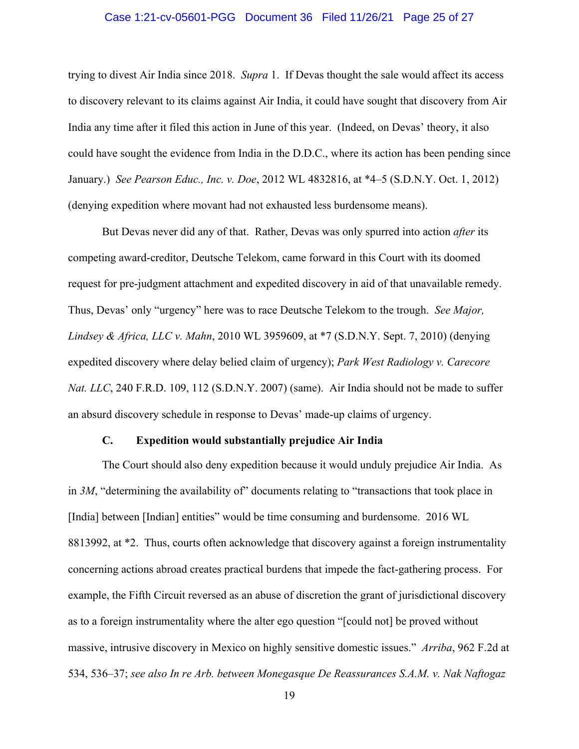trying to divest Air India since 2018. *Supra* 1. If Devas thought the sale would affect its access to discovery relevant to its claims against Air India, it could have sought that discovery from Air India any time after it filed this action in June of this year. (Indeed, on Devas' theory, it also could have sought the evidence from India in the D.D.C., where its action has been pending since January.) *See Pearson Educ., Inc. v. Doe*, 2012 WL 4832816, at *4–5 (S.D.N.Y. Oct. 1, 2012) (denying expedition where movant had not exhausted less burdensome means).

But Devas never did any of that. Rather, Devas was only spurred into action *after* its competing award-creditor, Deutsche Telekom, came forward in this Court with its doomed request for pre-judgment attachment and expedited discovery in aid of that unavailable remedy. Thus, Devas' only "urgency" here was to race Deutsche Telekom to the trough. *See Major, Lindsey & Africa, LLC v. Mahn*, 2010 WL 3959609, at *7 (S.D.N.Y. Sept. 7, 2010) (denying expedited discovery where delay belied claim of urgency); *Park West Radiology v. Carecore Nat. LLC*, 240 F.R.D. 109, 112 (S.D.N.Y. 2007) (same). Air India should not be made to suffer an absurd discovery schedule in response to Devas' made-up claims of urgency.

### C. Expedition would substantially prejudice Air India

The Court should also deny expedition because it would unduly prejudice Air India. As in *3M*, "determining the availability of" documents relating to "transactions that took place in [India] between [Indian] entities" would be time consuming and burdensome. 2016 WL 8813992, at *2. Thus, courts often acknowledge that discovery against a foreign instrumentality concerning actions abroad creates practical burdens that impede the fact-gathering process. For example, the Fifth Circuit reversed as an abuse of discretion the grant of jurisdictional discovery as to a foreign instrumentality where the alter ego question "[could not] be proved without massive, intrusive discovery in Mexico on highly sensitive domestic issues." *Arriba*, 962 F.2d at 534, 536–37; *see also In re Arb. between Monegasque De Reassurances S.A.M. v. Nak Naftogaz*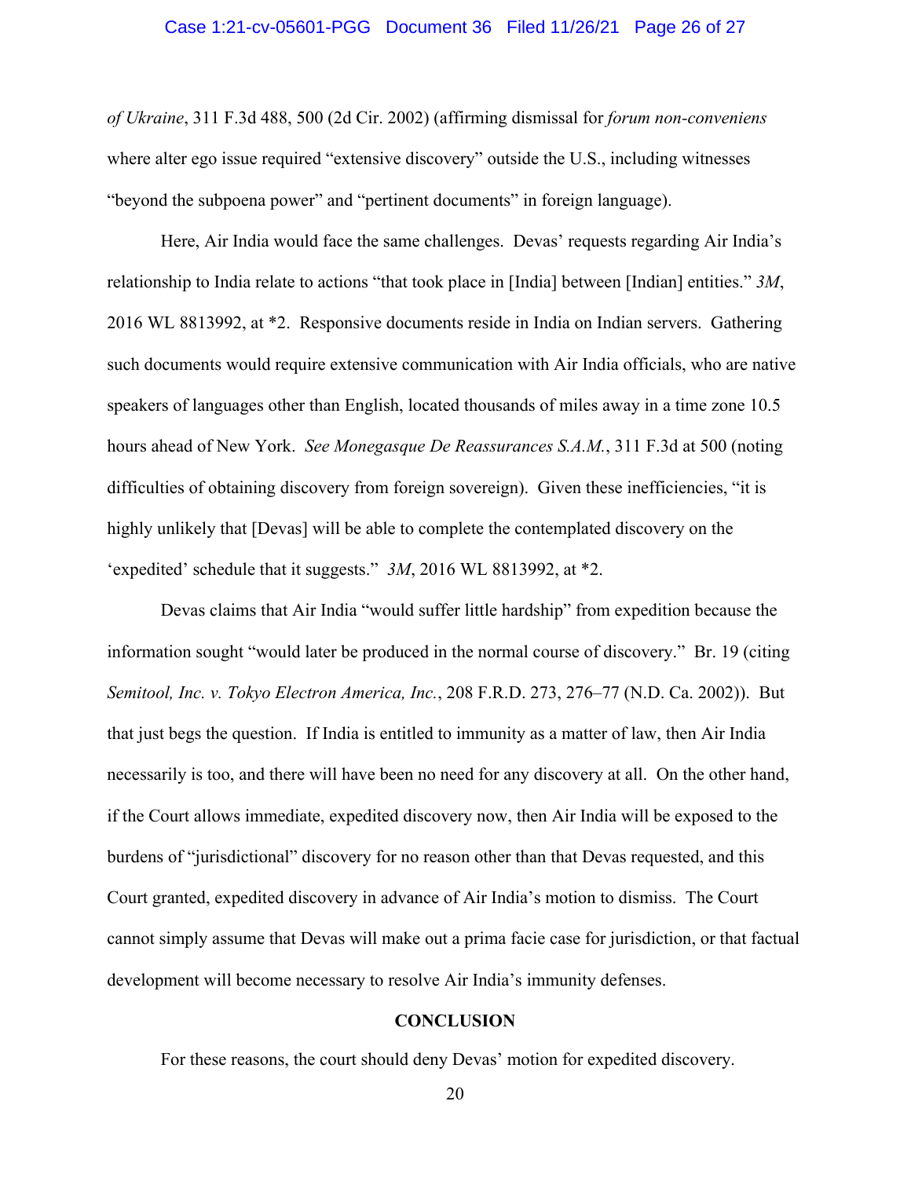*of Ukraine*, 311 F.3d 488, 500 (2d Cir. 2002) (affirming dismissal for *forum non-conveniens* where alter ego issue required "extensive discovery" outside the U.S., including witnesses "beyond the subpoena power" and "pertinent documents" in foreign language).

Here, Air India would face the same challenges. Devas' requests regarding Air India's relationship to India relate to actions "that took place in [India] between [Indian] entities." *3M*, 2016 WL 8813992, at *2. Responsive documents reside in India on Indian servers. Gathering such documents would require extensive communication with Air India officials, who are native speakers of languages other than English, located thousands of miles away in a time zone 10.5 hours ahead of New York. *See Monegasque De Reassurances S.A.M.*, 311 F.3d at 500 (noting difficulties of obtaining discovery from foreign sovereign). Given these inefficiencies, "it is highly unlikely that [Devas] will be able to complete the contemplated discovery on the 'expedited' schedule that it suggests." *3M*, 2016 WL 8813992, at *2.

Devas claims that Air India "would suffer little hardship" from expedition because the information sought "would later be produced in the normal course of discovery." Br. 19 (citing *Semitool, Inc. v. Tokyo Electron America, Inc.*, 208 F.R.D. 273, 276–77 (N.D. Ca. 2002)). But that just begs the question. If India is entitled to immunity as a matter of law, then Air India necessarily is too, and there will have been no need for any discovery at all. On the other hand, if the Court allows immediate, expedited discovery now, then Air India will be exposed to the burdens of "jurisdictional" discovery for no reason other than that Devas requested, and this Court granted, expedited discovery in advance of Air India's motion to dismiss. The Court cannot simply assume that Devas will make out a prima facie case for jurisdiction, or that factual development will become necessary to resolve Air India's immunity defenses.

## CONCLUSION

For these reasons, the court should deny Devas' motion for expedited discovery.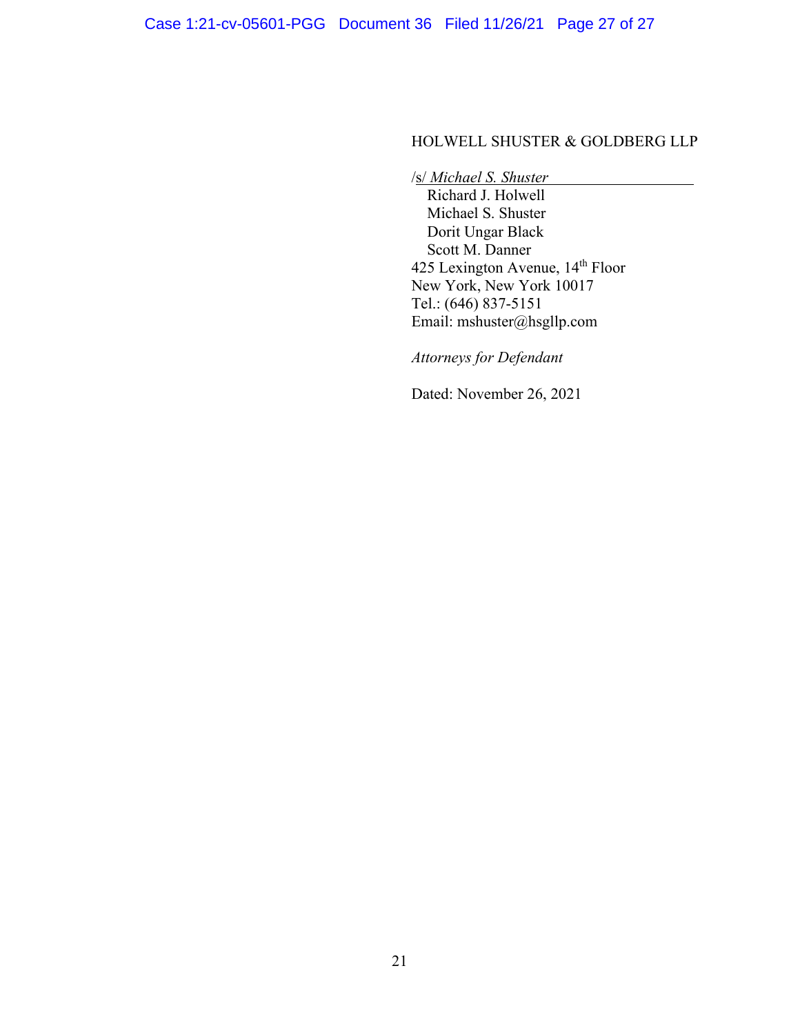HOLWELL SHUSTER & GOLDBERG LLP

/s/ *Michael S. Shuster*

Richard J. Holwell
Michael S. Shuster
Dorit Ungar Black
Scott M. Danner

425 Lexington Avenue, 14th Floor
New York, New York 10017
Tel.: (646) 837-5151
Email: mshuster@hsgllp.com

*Attorneys for Defendant*

Dated: November 26, 2021